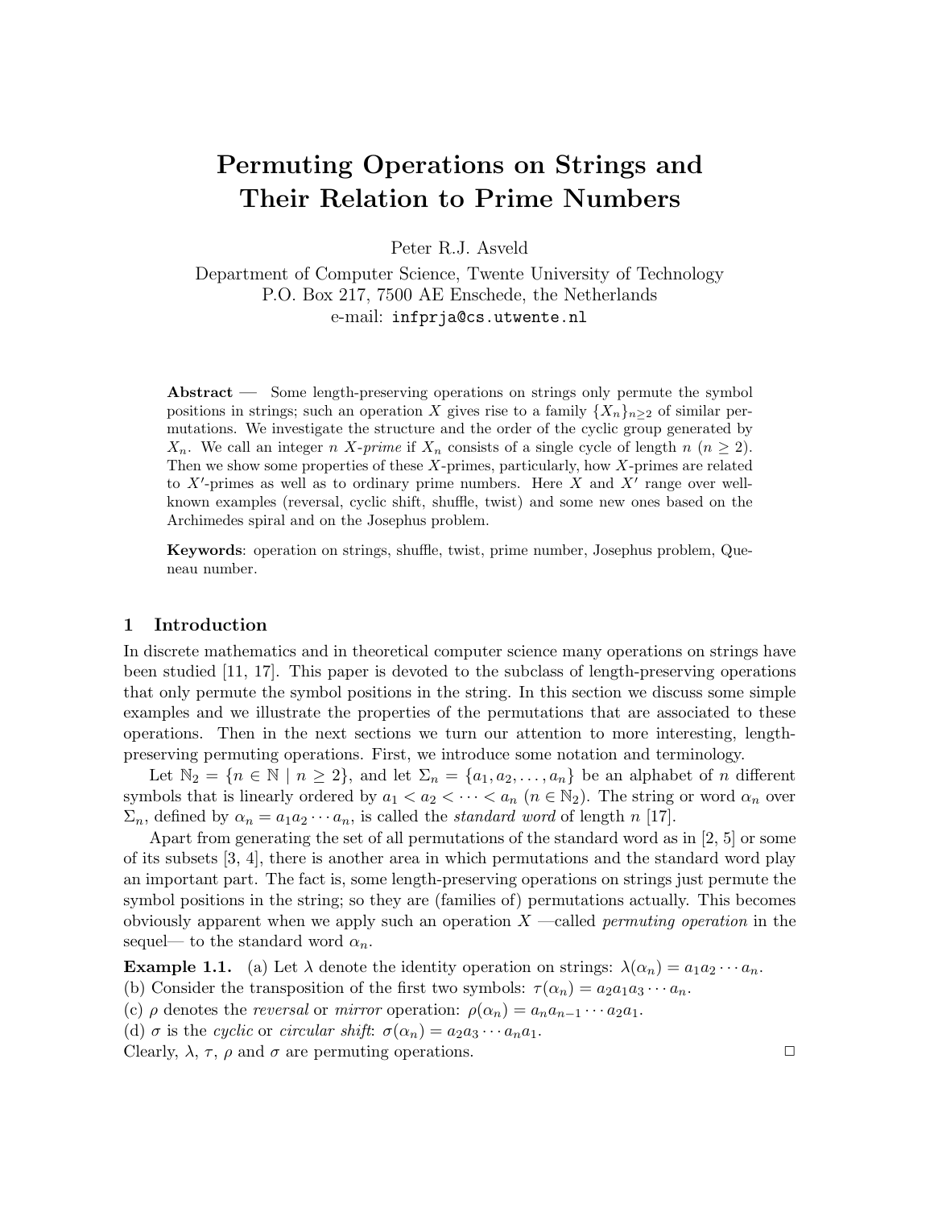# Permuting Operations on Strings and Their Relation to Prime Numbers

Peter R.J. Asveld

Department of Computer Science, Twente University of Technology
P.O. Box 217, 7500 AE Enschede, the Netherlands
e-mail: infprja@cs.utwente.nl

**Abstract** — Some length-preserving operations on strings only permute the symbol positions in strings; such an operation $X$ gives rise to a family $\{X_n\}_{n\geq 2}$ of similar permutations. We investigate the structure and the order of the cyclic group generated by $X_n$. We call an integer $n$ $X$-*prime* if $X_n$ consists of a single cycle of length $n$ ($n \geq 2$). Then we show some properties of these $X$-primes, particularly, how $X$-primes are related to $X'$-primes as well as to ordinary prime numbers. Here $X$ and $X'$ range over well-known examples (reversal, cyclic shift, shuffle, twist) and some new ones based on the Archimedes spiral and on the Josephus problem.

**Keywords**: operation on strings, shuffle, twist, prime number, Josephus problem, Queneau number.

## 1 Introduction

In discrete mathematics and in theoretical computer science many operations on strings have been studied [11, 17]. This paper is devoted to the subclass of length-preserving operations that only permute the symbol positions in the string. In this section we discuss some simple examples and we illustrate the properties of the permutations that are associated to these operations. Then in the next sections we turn our attention to more interesting, length-preserving permuting operations. First, we introduce some notation and terminology.

Let $\mathbb{N}_2 = \{n \in \mathbb{N} \mid n \geq 2\}$, and let $\Sigma_n = \{a_1, a_2, \ldots, a_n\}$ be an alphabet of $n$ different symbols that is linearly ordered by $a_1 < a_2 < \cdots < a_n$ ($n \in \mathbb{N}_2$). The string or word $\alpha_n$ over $\Sigma_n$, defined by $\alpha_n = a_1 a_2 \cdots a_n$, is called the *standard word* of length $n$ [17].

Apart from generating the set of all permutations of the standard word as in [2, 5] or some of its subsets [3, 4], there is another area in which permutations and the standard word play an important part. The fact is, some length-preserving operations on strings just permute the symbol positions in the string; so they are (families of) permutations actually. This becomes obviously apparent when we apply such an operation $X$ —called *permuting operation* in the sequel— to the standard word $\alpha_n$.

**Example 1.1.** (a) Let $\lambda$ denote the identity operation on strings: $\lambda(\alpha_n) = a_1 a_2 \cdots a_n$.
(b) Consider the transposition of the first two symbols: $\tau(\alpha_n) = a_2 a_1 a_3 \cdots a_n$.
(c) $\rho$ denotes the *reversal* or *mirror* operation: $\rho(\alpha_n) = a_n a_{n-1} \cdots a_2 a_1$.
(d) $\sigma$ is the *cyclic* or *circular shift*: $\sigma(\alpha_n) = a_2 a_3 \cdots a_n a_1$.
Clearly, $\lambda$, $\tau$, $\rho$ and $\sigma$ are permuting operations. □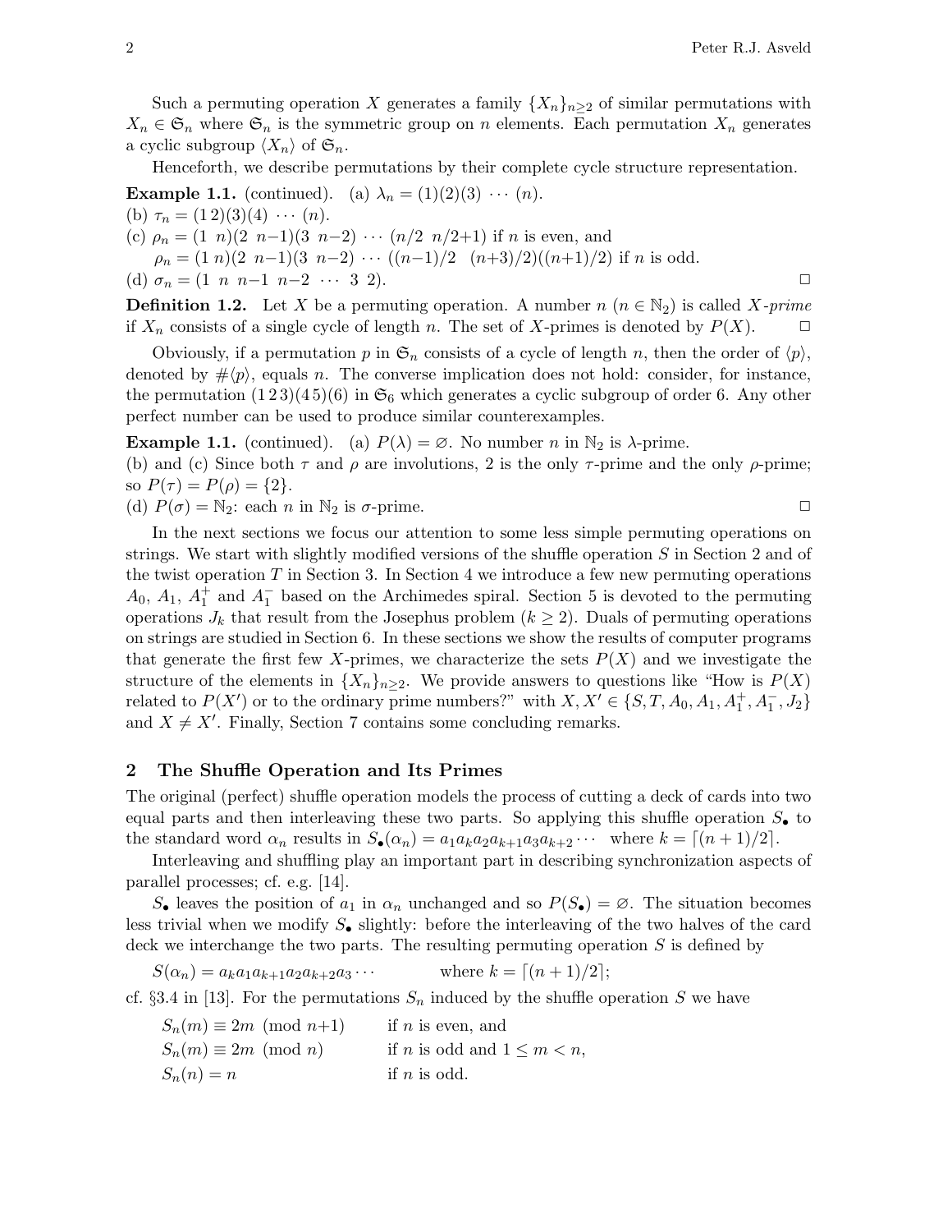Such a permuting operation $X$ generates a family $\{X_n\}_{n\geq 2}$ of similar permutations with $X_n \in \mathfrak{S}_n$ where $\mathfrak{S}_n$ is the symmetric group on $n$ elements. Each permutation $X_n$ generates a cyclic subgroup $\langle X_n \rangle$ of $\mathfrak{S}_n$.

Henceforth, we describe permutations by their complete cycle structure representation.

**Example 1.1.** (continued). (a) $\lambda_n = (1)(2)(3)\ \cdots\ (n)$.
(b) $\tau_n = (1\,2)(3)(4)\ \cdots\ (n)$.
(c) $\rho_n = (1\ \ n)(2\ \ n{-}1)(3\ \ n{-}2)\ \cdots\ (n/2\ \ n/2{+}1)$ if $n$ is even, and
$\rho_n = (1\ n)(2\ \ n{-}1)(3\ \ n{-}2)\ \cdots\ ((n{-}1)/2\ \ \ (n{+}3)/2)((n{+}1)/2)$ if $n$ is odd.
(d) $\sigma_n = (1\ \ n\ \ n{-}1\ \ n{-}2\ \ \cdots\ \ 3\ \ 2)$. □

**Definition 1.2.** Let $X$ be a permuting operation. A number $n$ ($n \in \mathbb{N}_2$) is called *$X$-prime* if $X_n$ consists of a single cycle of length $n$. The set of $X$-primes is denoted by $P(X)$. □

Obviously, if a permutation $p$ in $\mathfrak{S}_n$ consists of a cycle of length $n$, then the order of $\langle p \rangle$, denoted by $\#\langle p \rangle$, equals $n$. The converse implication does not hold: consider, for instance, the permutation $(1\,2\,3)(4\,5)(6)$ in $\mathfrak{S}_6$ which generates a cyclic subgroup of order 6. Any other perfect number can be used to produce similar counterexamples.

**Example 1.1.** (continued). (a) $P(\lambda) = \varnothing$. No number $n$ in $\mathbb{N}_2$ is $\lambda$-prime.
(b) and (c) Since both $\tau$ and $\rho$ are involutions, 2 is the only $\tau$-prime and the only $\rho$-prime; so $P(\tau) = P(\rho) = \{2\}$.
(d) $P(\sigma) = \mathbb{N}_2$: each $n$ in $\mathbb{N}_2$ is $\sigma$-prime. □

In the next sections we focus our attention to some less simple permuting operations on strings. We start with slightly modified versions of the shuffle operation $S$ in Section 2 and of the twist operation $T$ in Section 3. In Section 4 we introduce a few new permuting operations $A_0$, $A_1$, $A_1^+$ and $A_1^-$ based on the Archimedes spiral. Section 5 is devoted to the permuting operations $J_k$ that result from the Josephus problem ($k \geq 2$). Duals of permuting operations on strings are studied in Section 6. In these sections we show the results of computer programs that generate the first few $X$-primes, we characterize the sets $P(X)$ and we investigate the structure of the elements in $\{X_n\}_{n\geq 2}$. We provide answers to questions like "How is $P(X)$ related to $P(X')$ or to the ordinary prime numbers?" with $X, X' \in \{S, T, A_0, A_1, A_1^+, A_1^-, J_2\}$ and $X \neq X'$. Finally, Section 7 contains some concluding remarks.

## 2 The Shuffle Operation and Its Primes

The original (perfect) shuffle operation models the process of cutting a deck of cards into two equal parts and then interleaving these two parts. So applying this shuffle operation $S_\bullet$ to the standard word $\alpha_n$ results in $S_\bullet(\alpha_n) = a_1 a_k a_2 a_{k+1} a_3 a_{k+2} \cdots$ where $k = \lceil (n+1)/2 \rceil$.

Interleaving and shuffling play an important part in describing synchronization aspects of parallel processes; cf. e.g. [14].

$S_\bullet$ leaves the position of $a_1$ in $\alpha_n$ unchanged and so $P(S_\bullet) = \varnothing$. The situation becomes less trivial when we modify $S_\bullet$ slightly: before the interleaving of the two halves of the card deck we interchange the two parts. The resulting permuting operation $S$ is defined by

$$S(\alpha_n) = a_k a_1 a_{k+1} a_2 a_{k+2} a_3 \cdots \qquad \text{where } k = \lceil (n+1)/2 \rceil;$$

cf. §3.4 in [13]. For the permutations $S_n$ induced by the shuffle operation $S$ we have

$$\begin{array}{ll} S_n(m) \equiv 2m \pmod{n{+}1} & \text{if } n \text{ is even, and} \\ S_n(m) \equiv 2m \pmod{n} & \text{if } n \text{ is odd and } 1 \leq m < n, \\ S_n(n) = n & \text{if } n \text{ is odd.} \end{array}$$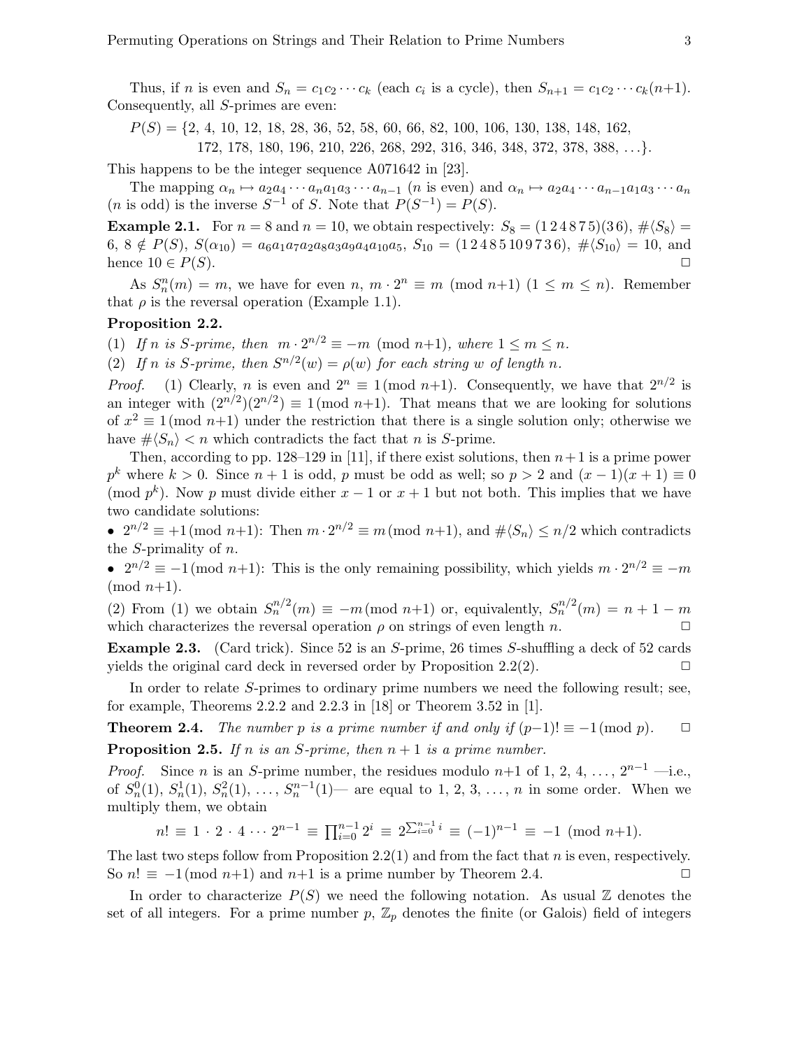Thus, if $n$ is even and $S_n = c_1 c_2 \cdots c_k$ (each $c_i$ is a cycle), then $S_{n+1} = c_1 c_2 \cdots c_k (n+1)$. Consequently, all $S$-primes are even:

$$P(S) = \{2, 4, 10, 12, 18, 28, 36, 52, 58, 60, 66, 82, 100, 106, 130, 138, 148, 162, \\ 172, 178, 180, 196, 210, 226, 268, 292, 316, 346, 348, 372, 378, 388, \ldots\}.$$

This happens to be the integer sequence A071642 in [23].

The mapping $\alpha_n \mapsto a_2 a_4 \cdots a_n a_1 a_3 \cdots a_{n-1}$ ($n$ is even) and $\alpha_n \mapsto a_2 a_4 \cdots a_{n-1} a_1 a_3 \cdots a_n$ ($n$ is odd) is the inverse $S^{-1}$ of $S$. Note that $P(S^{-1}) = P(S)$.

**Example 2.1.** For $n = 8$ and $n = 10$, we obtain respectively: $S_8 = (1\,2\,4\,8\,7\,5)(3\,6)$, $\#\langle S_8 \rangle = 6$, $8 \notin P(S)$, $S(\alpha_{10}) = a_6 a_1 a_7 a_2 a_8 a_3 a_9 a_4 a_{10} a_5$, $S_{10} = (1\,2\,4\,8\,5\,10\,9\,7\,3\,6)$, $\#\langle S_{10} \rangle = 10$, and hence $10 \in P(S)$. □

As $S_n^n(m) = m$, we have for even $n$, $m \cdot 2^n \equiv m \pmod{n+1}$ $(1 \leq m \leq n)$. Remember that $\rho$ is the reversal operation (Example 1.1).

**Proposition 2.2.**

(1) *If $n$ is $S$-prime, then $m \cdot 2^{n/2} \equiv -m \pmod{n+1}$, where $1 \leq m \leq n$.*

(2) *If $n$ is $S$-prime, then $S^{n/2}(w) = \rho(w)$ for each string $w$ of length $n$.*

*Proof.* (1) Clearly, $n$ is even and $2^n \equiv 1 \pmod{n+1}$. Consequently, we have that $2^{n/2}$ is an integer with $(2^{n/2})(2^{n/2}) \equiv 1 \pmod{n+1}$. That means that we are looking for solutions of $x^2 \equiv 1 \pmod{n+1}$ under the restriction that there is a single solution only; otherwise we have $\#\langle S_n \rangle < n$ which contradicts the fact that $n$ is $S$-prime.

Then, according to pp. 128–129 in [11], if there exist solutions, then $n+1$ is a prime power $p^k$ where $k > 0$. Since $n+1$ is odd, $p$ must be odd as well; so $p > 2$ and $(x-1)(x+1) \equiv 0 \pmod{p^k}$. Now $p$ must divide either $x - 1$ or $x + 1$ but not both. This implies that we have two candidate solutions:

- $2^{n/2} \equiv +1 \pmod{n+1}$: Then $m \cdot 2^{n/2} \equiv m \pmod{n+1}$, and $\#\langle S_n \rangle \leq n/2$ which contradicts the $S$-primality of $n$.
- $2^{n/2} \equiv -1 \pmod{n+1}$: This is the only remaining possibility, which yields $m \cdot 2^{n/2} \equiv -m \pmod{n+1}$.

(2) From (1) we obtain $S_n^{n/2}(m) \equiv -m \pmod{n+1}$ or, equivalently, $S_n^{n/2}(m) = n + 1 - m$ which characterizes the reversal operation $\rho$ on strings of even length $n$. □

**Example 2.3.** (Card trick). Since 52 is an $S$-prime, 26 times $S$-shuffling a deck of 52 cards yields the original card deck in reversed order by Proposition 2.2(2). □

In order to relate $S$-primes to ordinary prime numbers we need the following result; see, for example, Theorems 2.2.2 and 2.2.3 in [18] or Theorem 3.52 in [1].

**Theorem 2.4.** *The number $p$ is a prime number if and only if $(p-1)! \equiv -1 \pmod{p}$.* □

**Proposition 2.5.** *If $n$ is an $S$-prime, then $n + 1$ is a prime number.*

*Proof.* Since $n$ is an $S$-prime number, the residues modulo $n+1$ of $1, 2, 4, \ldots, 2^{n-1}$ —i.e., of $S_n^0(1), S_n^1(1), S_n^2(1), \ldots, S_n^{n-1}(1)$— are equal to $1, 2, 3, \ldots, n$ in some order. When we multiply them, we obtain

$$n! \equiv 1 \cdot 2 \cdot 4 \cdots 2^{n-1} \equiv \prod_{i=0}^{n-1} 2^i \equiv 2^{\sum_{i=0}^{n-1} i} \equiv (-1)^{n-1} \equiv -1 \pmod{n+1}.$$

The last two steps follow from Proposition 2.2(1) and from the fact that $n$ is even, respectively. So $n! \equiv -1 \pmod{n+1}$ and $n+1$ is a prime number by Theorem 2.4. □

In order to characterize $P(S)$ we need the following notation. As usual $\mathbb{Z}$ denotes the set of all integers. For a prime number $p$, $\mathbb{Z}_p$ denotes the finite (or Galois) field of integers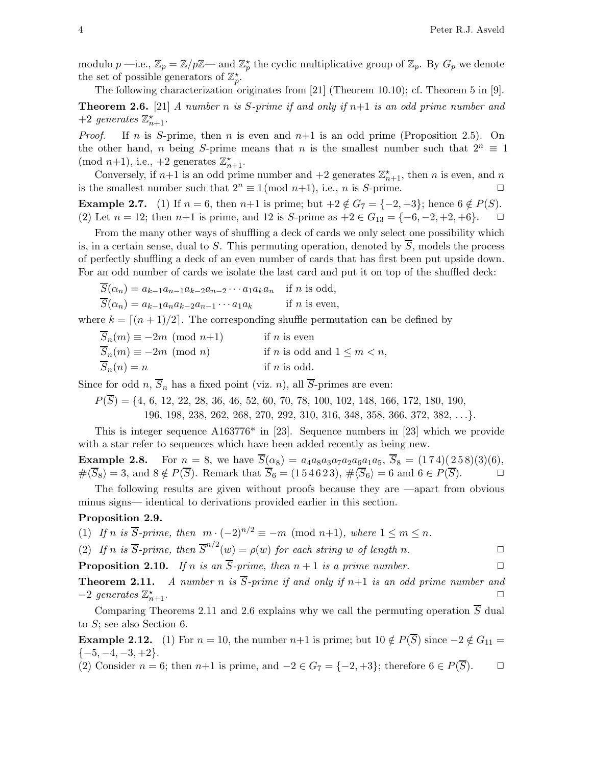modulo $p$ —i.e., $\mathbb{Z}_p = \mathbb{Z}/p\mathbb{Z}$— and $\mathbb{Z}_p^\star$ the cyclic multiplicative group of $\mathbb{Z}_p$. By $G_p$ we denote the set of possible generators of $\mathbb{Z}_p^\star$.

The following characterization originates from [21] (Theorem 10.10); cf. Theorem 5 in [9].

**Theorem 2.6.** [21] *A number $n$ is $S$-prime if and only if $n+1$ is an odd prime number and $+2$ generates $\mathbb{Z}_{n+1}^\star$.*

*Proof.* If $n$ is $S$-prime, then $n$ is even and $n+1$ is an odd prime (Proposition 2.5). On the other hand, $n$ being $S$-prime means that $n$ is the smallest number such that $2^n \equiv 1 \pmod{n+1}$, i.e., $+2$ generates $\mathbb{Z}_{n+1}^\star$.

Conversely, if $n+1$ is an odd prime number and $+2$ generates $\mathbb{Z}_{n+1}^\star$, then $n$ is even, and $n$ is the smallest number such that $2^n \equiv 1 \pmod{n+1}$, i.e., $n$ is $S$-prime. □

**Example 2.7.** (1) If $n = 6$, then $n+1$ is prime; but $+2 \notin G_7 = \{-2, +3\}$; hence $6 \notin P(S)$.
(2) Let $n = 12$; then $n+1$ is prime, and 12 is $S$-prime as $+2 \in G_{13} = \{-6, -2, +2, +6\}$. □

From the many other ways of shuffling a deck of cards we only select one possibility which is, in a certain sense, dual to $S$. This permuting operation, denoted by $\overline{S}$, models the process of perfectly shuffling a deck of an even number of cards that has first been put upside down. For an odd number of cards we isolate the last card and put it on top of the shuffled deck:

$$\overline{S}(\alpha_n) = a_{k-1}a_{n-1}a_{k-2}a_{n-2}\cdots a_1a_ka_n \quad \text{if } n \text{ is odd},$$
$$\overline{S}(\alpha_n) = a_{k-1}a_na_{k-2}a_{n-1}\cdots a_1a_k \quad \text{if } n \text{ is even},$$

where $k = \lceil (n+1)/2 \rceil$. The corresponding shuffle permutation can be defined by

$$\begin{array}{ll} \overline{S}_n(m) \equiv -2m \pmod{n+1} & \text{if } n \text{ is even} \\ \overline{S}_n(m) \equiv -2m \pmod{n} & \text{if } n \text{ is odd and } 1 \le m < n, \\ \overline{S}_n(n) = n & \text{if } n \text{ is odd.} \end{array}$$

Since for odd $n$, $\overline{S}_n$ has a fixed point (viz. $n$), all $\overline{S}$-primes are even:

$P(\overline{S}) = \{4, 6, 12, 22, 28, 36, 46, 52, 60, 70, 78, 100, 102, 148, 166, 172, 180, 190,$
$196, 198, 238, 262, 268, 270, 292, 310, 316, 348, 358, 366, 372, 382, \ldots\}.$

This is integer sequence A163776* in [23]. Sequence numbers in [23] which we provide with a star refer to sequences which have been added recently as being new.

**Example 2.8.** For $n = 8$, we have $\overline{S}(\alpha_8) = a_4a_8a_3a_7a_2a_6a_1a_5$, $\overline{S}_8 = (1\,7\,4)(2\,5\,8)(3)(6)$, $\#\langle\overline{S}_8\rangle = 3$, and $8 \notin P(\overline{S})$. Remark that $\overline{S}_6 = (1\,5\,4\,6\,2\,3)$, $\#\langle\overline{S}_6\rangle = 6$ and $6 \in P(\overline{S})$. □

The following results are given without proofs because they are —apart from obvious minus signs— identical to derivations provided earlier in this section.

**Proposition 2.9.**
(1) *If $n$ is $\overline{S}$-prime, then $m \cdot (-2)^{n/2} \equiv -m \pmod{n+1}$, where $1 \le m \le n$.*
(2) *If $n$ is $\overline{S}$-prime, then $\overline{S}^{n/2}(w) = \rho(w)$ for each string $w$ of length $n$.* □

**Proposition 2.10.** *If $n$ is an $\overline{S}$-prime, then $n+1$ is a prime number.* □

**Theorem 2.11.** *A number $n$ is $\overline{S}$-prime if and only if $n+1$ is an odd prime number and $-2$ generates $\mathbb{Z}_{n+1}^\star$.* □

Comparing Theorems 2.11 and 2.6 explains why we call the permuting operation $\overline{S}$ dual to $S$; see also Section 6.

**Example 2.12.** (1) For $n = 10$, the number $n+1$ is prime; but $10 \notin P(\overline{S})$ since $-2 \notin G_{11} = \{-5, -4, -3, +2\}$.
(2) Consider $n = 6$; then $n+1$ is prime, and $-2 \in G_7 = \{-2, +3\}$; therefore $6 \in P(\overline{S})$. □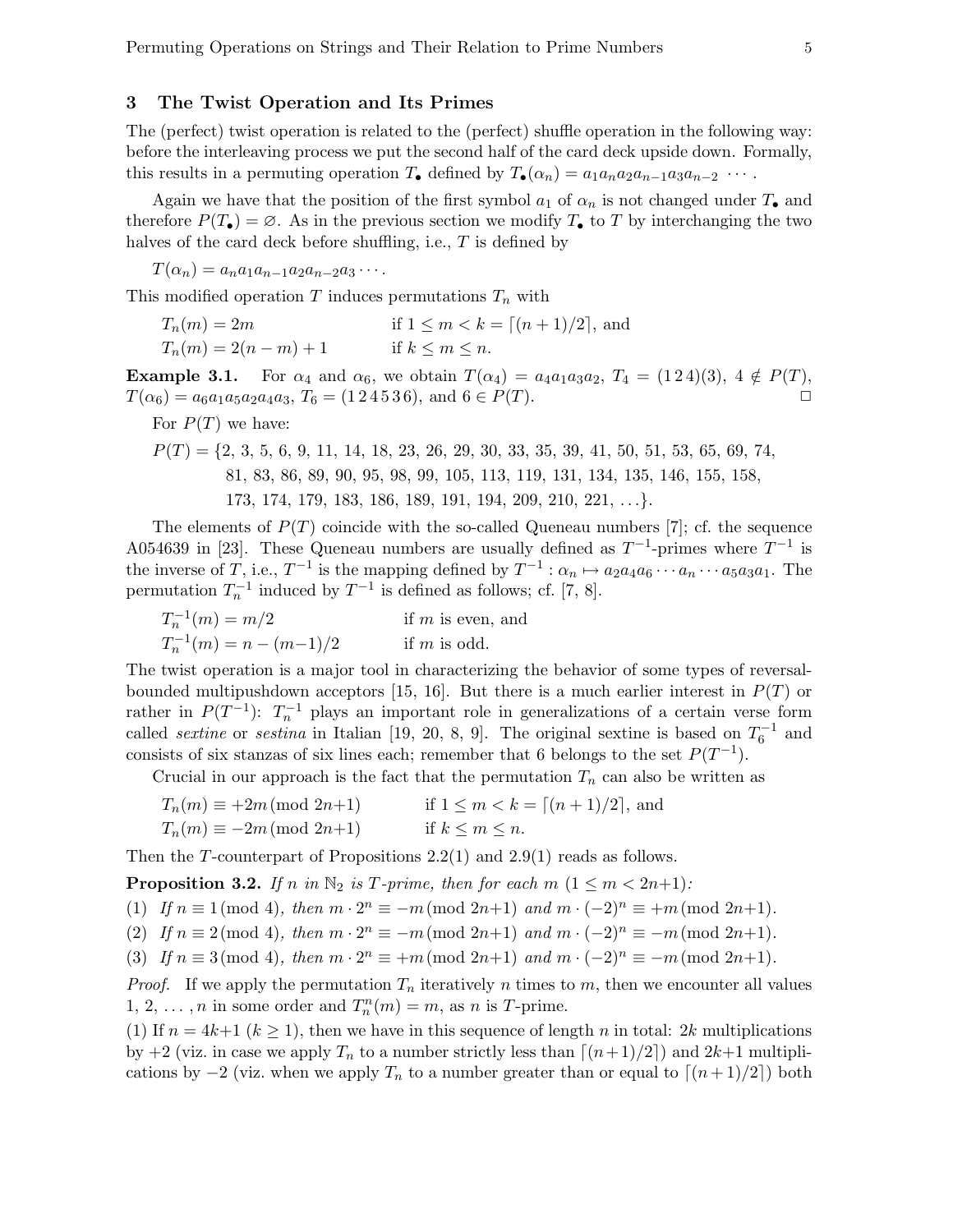## 3 The Twist Operation and Its Primes

The (perfect) twist operation is related to the (perfect) shuffle operation in the following way: before the interleaving process we put the second half of the card deck upside down. Formally, this results in a permuting operation $T_\bullet$ defined by $T_\bullet(\alpha_n) = a_1 a_n a_2 a_{n-1} a_3 a_{n-2} \cdots$.

Again we have that the position of the first symbol $a_1$ of $\alpha_n$ is not changed under $T_\bullet$ and therefore $P(T_\bullet) = \varnothing$. As in the previous section we modify $T_\bullet$ to $T$ by interchanging the two halves of the card deck before shuffling, i.e., $T$ is defined by

$$T(\alpha_n) = a_n a_1 a_{n-1} a_2 a_{n-2} a_3 \cdots.$$

This modified operation $T$ induces permutations $T_n$ with

$$T_n(m) = 2m \qquad \text{if } 1 \leq m < k = \lceil (n+1)/2 \rceil, \text{ and}$$
$$T_n(m) = 2(n-m)+1 \qquad \text{if } k \leq m \leq n.$$

**Example 3.1.** For $\alpha_4$ and $\alpha_6$, we obtain $T(\alpha_4) = a_4 a_1 a_3 a_2$, $T_4 = (1\,2\,4)(3)$, $4 \notin P(T)$, $T(\alpha_6) = a_6 a_1 a_5 a_2 a_4 a_3$, $T_6 = (1\,2\,4\,5\,3\,6)$, and $6 \in P(T)$. □

For $P(T)$ we have:

$P(T) = \{$2, 3, 5, 6, 9, 11, 14, 18, 23, 26, 29, 30, 33, 35, 39, 41, 50, 51, 53, 65, 69, 74, 81, 83, 86, 89, 90, 95, 98, 99, 105, 113, 119, 131, 134, 135, 146, 155, 158, 173, 174, 179, 183, 186, 189, 191, 194, 209, 210, 221, $\ldots\}$.

The elements of $P(T)$ coincide with the so-called Queneau numbers [7]; cf. the sequence A054639 in [23]. These Queneau numbers are usually defined as $T^{-1}$-primes where $T^{-1}$ is the inverse of $T$, i.e., $T^{-1}$ is the mapping defined by $T^{-1} : \alpha_n \mapsto a_2 a_4 a_6 \cdots a_n \cdots a_5 a_3 a_1$. The permutation $T_n^{-1}$ induced by $T^{-1}$ is defined as follows; cf. [7, 8].

$$T_n^{-1}(m) = m/2 \qquad \text{if } m \text{ is even, and}$$
$$T_n^{-1}(m) = n - (m-1)/2 \qquad \text{if } m \text{ is odd.}$$

The twist operation is a major tool in characterizing the behavior of some types of reversal-bounded multipushdown acceptors [15, 16]. But there is a much earlier interest in $P(T)$ or rather in $P(T^{-1})$: $T_n^{-1}$ plays an important role in generalizations of a certain verse form called *sextine* or *sestina* in Italian [19, 20, 8, 9]. The original sextine is based on $T_6^{-1}$ and consists of six stanzas of six lines each; remember that 6 belongs to the set $P(T^{-1})$.

Crucial in our approach is the fact that the permutation $T_n$ can also be written as

$$T_n(m) \equiv +2m \pmod{2n+1} \qquad \text{if } 1 \leq m < k = \lceil (n+1)/2 \rceil, \text{ and}$$
$$T_n(m) \equiv -2m \pmod{2n+1} \qquad \text{if } k \leq m \leq n.$$

Then the $T$-counterpart of Propositions 2.2(1) and 2.9(1) reads as follows.

**Proposition 3.2.** *If $n$ in $\mathbb{N}_2$ is $T$-prime, then for each $m$ $(1 \leq m < 2n+1)$:*

(1) *If $n \equiv 1 \pmod 4$, then $m \cdot 2^n \equiv -m \pmod{2n+1}$ and $m \cdot (-2)^n \equiv +m \pmod{2n+1}$.*

(2) *If $n \equiv 2 \pmod 4$, then $m \cdot 2^n \equiv -m \pmod{2n+1}$ and $m \cdot (-2)^n \equiv -m \pmod{2n+1}$.*

(3) *If $n \equiv 3 \pmod 4$, then $m \cdot 2^n \equiv +m \pmod{2n+1}$ and $m \cdot (-2)^n \equiv -m \pmod{2n+1}$.*

*Proof.* If we apply the permutation $T_n$ iteratively $n$ times to $m$, then we encounter all values $1, 2, \ldots, n$ in some order and $T_n^n(m) = m$, as $n$ is $T$-prime.

(1) If $n = 4k+1$ $(k \geq 1)$, then we have in this sequence of length $n$ in total: $2k$ multiplications by $+2$ (viz. in case we apply $T_n$ to a number strictly less than $\lceil (n+1)/2 \rceil$) and $2k+1$ multiplications by $-2$ (viz. when we apply $T_n$ to a number greater than or equal to $\lceil (n+1)/2 \rceil$) both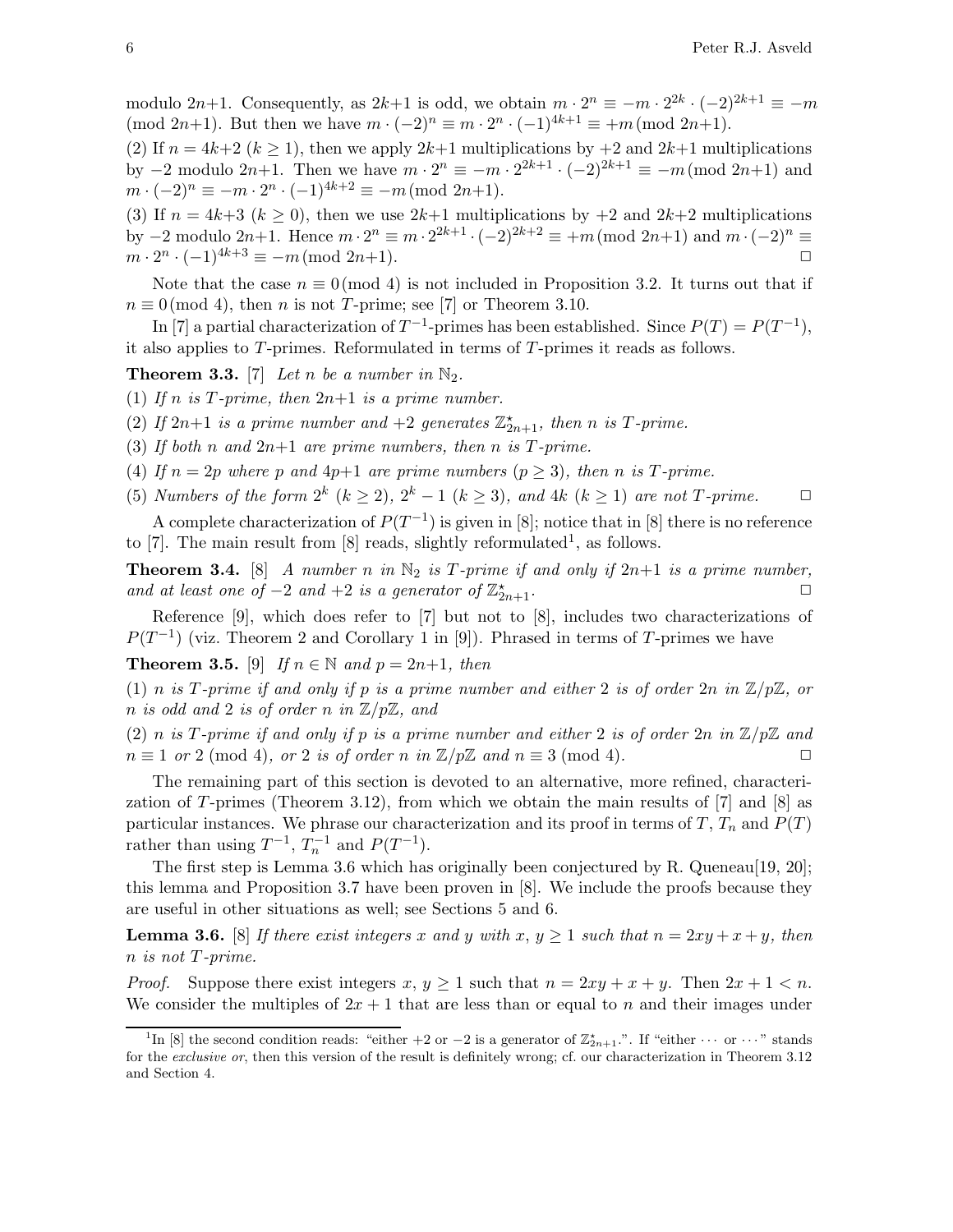modulo $2n+1$. Consequently, as $2k+1$ is odd, we obtain $m \cdot 2^n \equiv -m \cdot 2^{2k} \cdot (-2)^{2k+1} \equiv -m$ (mod $2n+1$). But then we have $m \cdot (-2)^n \equiv m \cdot 2^n \cdot (-1)^{4k+1} \equiv +m \,(\text{mod } 2n+1)$.

(2) If $n = 4k+2$ ($k \geq 1$), then we apply $2k+1$ multiplications by $+2$ and $2k+1$ multiplications by $-2$ modulo $2n+1$. Then we have $m \cdot 2^n \equiv -m \cdot 2^{2k+1} \cdot (-2)^{2k+1} \equiv -m \,(\text{mod } 2n+1)$ and $m \cdot (-2)^n \equiv -m \cdot 2^n \cdot (-1)^{4k+2} \equiv -m \,(\text{mod } 2n+1)$.

(3) If $n = 4k+3$ ($k \geq 0$), then we use $2k+1$ multiplications by $+2$ and $2k+2$ multiplications by $-2$ modulo $2n+1$. Hence $m \cdot 2^n \equiv m \cdot 2^{2k+1} \cdot (-2)^{2k+2} \equiv +m \,(\text{mod } 2n+1)$ and $m \cdot (-2)^n \equiv m \cdot 2^n \cdot (-1)^{4k+3} \equiv -m \,(\text{mod } 2n+1)$. □

Note that the case $n \equiv 0 \,(\text{mod } 4)$ is not included in Proposition 3.2. It turns out that if $n \equiv 0 \,(\text{mod } 4)$, then $n$ is not $T$-prime; see [7] or Theorem 3.10.

In [7] a partial characterization of $T^{-1}$-primes has been established. Since $P(T) = P(T^{-1})$, it also applies to $T$-primes. Reformulated in terms of $T$-primes it reads as follows.

**Theorem 3.3.** [7] *Let $n$ be a number in $\mathbb{N}_2$.*

(1) *If $n$ is $T$-prime, then $2n+1$ is a prime number.*

(2) *If $2n+1$ is a prime number and $+2$ generates $\mathbb{Z}^\star_{2n+1}$, then $n$ is $T$-prime.*

(3) *If both $n$ and $2n+1$ are prime numbers, then $n$ is $T$-prime.*

(4) *If $n = 2p$ where $p$ and $4p+1$ are prime numbers ($p \geq 3$), then $n$ is $T$-prime.*

(5) *Numbers of the form $2^k$ ($k \geq 2$), $2^k - 1$ ($k \geq 3$), and $4k$ ($k \geq 1$) are not $T$-prime.* □

A complete characterization of $P(T^{-1})$ is given in [8]; notice that in [8] there is no reference to [7]. The main result from [8] reads, slightly reformulated[1], as follows.

**Theorem 3.4.** [8] *A number $n$ in $\mathbb{N}_2$ is $T$-prime if and only if $2n+1$ is a prime number, and at least one of $-2$ and $+2$ is a generator of $\mathbb{Z}^\star_{2n+1}$.* □

Reference [9], which does refer to [7] but not to [8], includes two characterizations of $P(T^{-1})$ (viz. Theorem 2 and Corollary 1 in [9]). Phrased in terms of $T$-primes we have

**Theorem 3.5.** [9] *If $n \in \mathbb{N}$ and $p = 2n+1$, then*

(1) *$n$ is $T$-prime if and only if $p$ is a prime number and either 2 is of order $2n$ in $\mathbb{Z}/p\mathbb{Z}$, or $n$ is odd and 2 is of order $n$ in $\mathbb{Z}/p\mathbb{Z}$, and*

(2) *$n$ is $T$-prime if and only if $p$ is a prime number and either 2 is of order $2n$ in $\mathbb{Z}/p\mathbb{Z}$ and $n \equiv 1$ or $2 \,(\text{mod } 4)$, or 2 is of order $n$ in $\mathbb{Z}/p\mathbb{Z}$ and $n \equiv 3 \,(\text{mod } 4)$.* □

The remaining part of this section is devoted to an alternative, more refined, characterization of $T$-primes (Theorem 3.12), from which we obtain the main results of [7] and [8] as particular instances. We phrase our characterization and its proof in terms of $T$, $T_n$ and $P(T)$ rather than using $T^{-1}$, $T_n^{-1}$ and $P(T^{-1})$.

The first step is Lemma 3.6 which has originally been conjectured by R. Queneau[19, 20]; this lemma and Proposition 3.7 have been proven in [8]. We include the proofs because they are useful in other situations as well; see Sections 5 and 6.

**Lemma 3.6.** [8] *If there exist integers $x$ and $y$ with $x, y \geq 1$ such that $n = 2xy + x + y$, then $n$ is not $T$-prime.*

*Proof.* Suppose there exist integers $x, y \geq 1$ such that $n = 2xy + x + y$. Then $2x + 1 < n$. We consider the multiples of $2x + 1$ that are less than or equal to $n$ and their images under

---

[1] In [8] the second condition reads: "either $+2$ or $-2$ is a generator of $\mathbb{Z}^\star_{2n+1}$.". If "either ⋯ or ⋯" stands for the *exclusive or*, then this version of the result is definitely wrong; cf. our characterization in Theorem 3.12 and Section 4.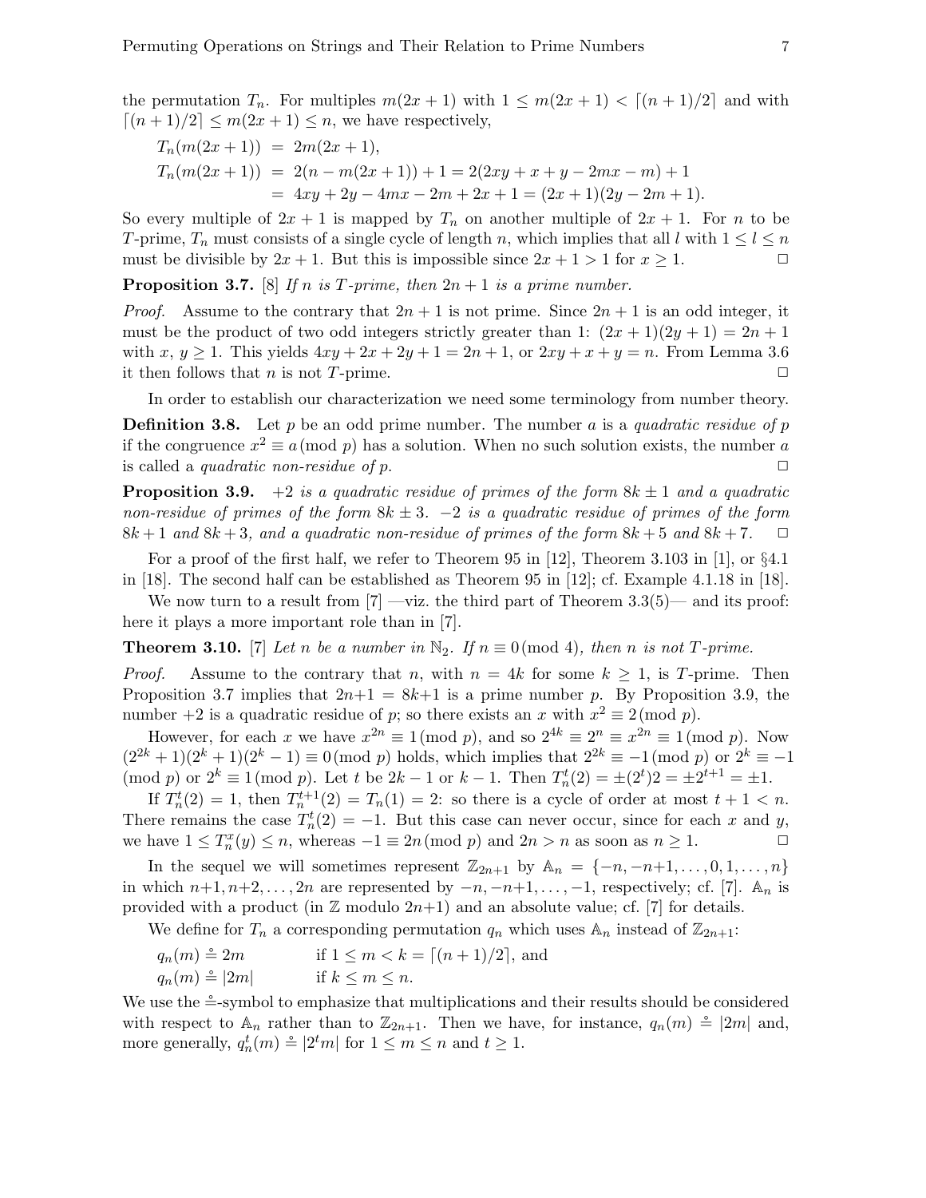the permutation $T_n$. For multiples $m(2x+1)$ with $1 \le m(2x+1) < \lceil (n+1)/2 \rceil$ and with $\lceil (n+1)/2 \rceil \le m(2x+1) \le n$, we have respectively,

$$
\begin{aligned}
T_n(m(2x+1)) &= 2m(2x+1), \\
T_n(m(2x+1)) &= 2(n - m(2x+1)) + 1 = 2(2xy + x + y - 2mx - m) + 1 \\
&= 4xy + 2y - 4mx - 2m + 2x + 1 = (2x+1)(2y - 2m + 1).
\end{aligned}
$$

So every multiple of $2x+1$ is mapped by $T_n$ on another multiple of $2x+1$. For $n$ to be $T$-prime, $T_n$ must consists of a single cycle of length $n$, which implies that all $l$ with $1 \le l \le n$ must be divisible by $2x+1$. But this is impossible since $2x+1 > 1$ for $x \ge 1$. $\square$

**Proposition 3.7.** [8] *If $n$ is $T$-prime, then $2n+1$ is a prime number.*

*Proof.* Assume to the contrary that $2n+1$ is not prime. Since $2n+1$ is an odd integer, it must be the product of two odd integers strictly greater than 1: $(2x+1)(2y+1) = 2n+1$ with $x, y \ge 1$. This yields $4xy + 2x + 2y + 1 = 2n + 1$, or $2xy + x + y = n$. From Lemma 3.6 it then follows that $n$ is not $T$-prime. $\square$

In order to establish our characterization we need some terminology from number theory.

**Definition 3.8.** Let $p$ be an odd prime number. The number $a$ is a *quadratic residue of* $p$ if the congruence $x^2 \equiv a \,(\mathrm{mod}\ p)$ has a solution. When no such solution exists, the number $a$ is called a *quadratic non-residue of* $p$. $\square$

**Proposition 3.9.** *$+2$ is a quadratic residue of primes of the form $8k \pm 1$ and a quadratic non-residue of primes of the form $8k \pm 3$. $-2$ is a quadratic residue of primes of the form $8k+1$ and $8k+3$, and a quadratic non-residue of primes of the form $8k+5$ and $8k+7$.* $\square$

For a proof of the first half, we refer to Theorem 95 in [12], Theorem 3.103 in [1], or §4.1 in [18]. The second half can be established as Theorem 95 in [12]; cf. Example 4.1.18 in [18].

We now turn to a result from [7] —viz. the third part of Theorem 3.3(5)— and its proof: here it plays a more important role than in [7].

**Theorem 3.10.** [7] *Let $n$ be a number in $\mathbb{N}_2$. If $n \equiv 0 \,(\mathrm{mod}\ 4)$, then $n$ is not $T$-prime.*

*Proof.* Assume to the contrary that $n$, with $n = 4k$ for some $k \ge 1$, is $T$-prime. Then Proposition 3.7 implies that $2n+1 = 8k+1$ is a prime number $p$. By Proposition 3.9, the number $+2$ is a quadratic residue of $p$; so there exists an $x$ with $x^2 \equiv 2 \,(\mathrm{mod}\ p)$.

However, for each $x$ we have $x^{2n} \equiv 1 \,(\mathrm{mod}\ p)$, and so $2^{4k} \equiv 2^n \equiv x^{2n} \equiv 1 \,(\mathrm{mod}\ p)$. Now $(2^{2k}+1)(2^k+1)(2^k-1) \equiv 0 \,(\mathrm{mod}\ p)$ holds, which implies that $2^{2k} \equiv -1 \,(\mathrm{mod}\ p)$ or $2^k \equiv -1$ $(\mathrm{mod}\ p)$ or $2^k \equiv 1 \,(\mathrm{mod}\ p)$. Let $t$ be $2k-1$ or $k-1$. Then $T_n^t(2) = \pm(2^t)2 = \pm 2^{t+1} = \pm 1$.

If $T_n^t(2) = 1$, then $T_n^{t+1}(2) = T_n(1) = 2$: so there is a cycle of order at most $t+1 < n$. There remains the case $T_n^t(2) = -1$. But this case can never occur, since for each $x$ and $y$, we have $1 \le T_n^x(y) \le n$, whereas $-1 \equiv 2n \,(\mathrm{mod}\ p)$ and $2n > n$ as soon as $n \ge 1$. $\square$

In the sequel we will sometimes represent $\mathbb{Z}_{2n+1}$ by $\mathbb{A}_n = \{-n, -n+1, \ldots, 0, 1, \ldots, n\}$ in which $n+1, n+2, \ldots, 2n$ are represented by $-n, -n+1, \ldots, -1$, respectively; cf. [7]. $\mathbb{A}_n$ is provided with a product (in $\mathbb{Z}$ modulo $2n+1$) and an absolute value; cf. [7] for details.

We define for $T_n$ a corresponding permutation $q_n$ which uses $\mathbb{A}_n$ instead of $\mathbb{Z}_{2n+1}$:

$$
\begin{aligned}
q_n(m) &\mathrel{\mathring{=}} 2m && \text{if } 1 \le m < k = \lceil (n+1)/2 \rceil, \text{ and} \\
q_n(m) &\mathrel{\mathring{=}} |2m| && \text{if } k \le m \le n.
\end{aligned}
$$

We use the $\mathring{=}$-symbol to emphasize that multiplications and their results should be considered with respect to $\mathbb{A}_n$ rather than to $\mathbb{Z}_{2n+1}$. Then we have, for instance, $q_n(m) \mathrel{\mathring{=}} |2m|$ and, more generally, $q_n^t(m) \mathrel{\mathring{=}} |2^t m|$ for $1 \le m \le n$ and $t \ge 1$.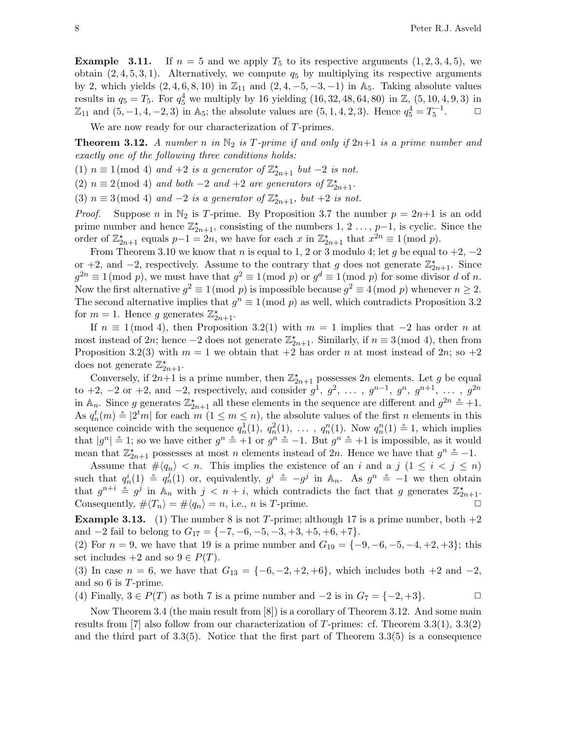**Example 3.11.** If $n = 5$ and we apply $T_5$ to its respective arguments $(1, 2, 3, 4, 5)$, we obtain $(2, 4, 5, 3, 1)$. Alternatively, we compute $q_5$ by multiplying its respective arguments by 2, which yields $(2, 4, 6, 8, 10)$ in $\mathbb{Z}_{11}$ and $(2, 4, -5, -3, -1)$ in $\mathbb{A}_5$. Taking absolute values results in $q_5 = T_5$. For $q_5^4$ we multiply by 16 yielding $(16, 32, 48, 64, 80)$ in $\mathbb{Z}$, $(5, 10, 4, 9, 3)$ in $\mathbb{Z}_{11}$ and $(5, -1, 4, -2, 3)$ in $\mathbb{A}_5$; the absolute values are $(5, 1, 4, 2, 3)$. Hence $q_5^4 = T_5^{-1}$. □

We are now ready for our characterization of $T$-primes.

**Theorem 3.12.** *A number $n$ in $\mathbb{N}_2$ is $T$-prime if and only if $2n+1$ is a prime number and exactly one of the following three conditions holds:*

(1) *$n \equiv 1 \,(\mathrm{mod}\ 4)$ and $+2$ is a generator of $\mathbb{Z}^\star_{2n+1}$ but $-2$ is not.*

(2) *$n \equiv 2 \,(\mathrm{mod}\ 4)$ and both $-2$ and $+2$ are generators of $\mathbb{Z}^\star_{2n+1}$.*

(3) *$n \equiv 3 \,(\mathrm{mod}\ 4)$ and $-2$ is a generator of $\mathbb{Z}^\star_{2n+1}$, but $+2$ is not.*

*Proof.* Suppose $n$ in $\mathbb{N}_2$ is $T$-prime. By Proposition 3.7 the number $p = 2n+1$ is an odd prime number and hence $\mathbb{Z}^\star_{2n+1}$, consisting of the numbers $1, 2 \ldots, p-1$, is cyclic. Since the order of $\mathbb{Z}^\star_{2n+1}$ equals $p-1 = 2n$, we have for each $x$ in $\mathbb{Z}^\star_{2n+1}$ that $x^{2n} \equiv 1 \,(\mathrm{mod}\ p)$.

From Theorem 3.10 we know that $n$ is equal to 1, 2 or 3 modulo 4; let $g$ be equal to $+2$, $-2$ or $+2$, and $-2$, respectively. Assume to the contrary that $g$ does not generate $\mathbb{Z}^\star_{2n+1}$. Since $g^{2n} \equiv 1 \,(\mathrm{mod}\ p)$, we must have that $g^2 \equiv 1 \,(\mathrm{mod}\ p)$ or $g^d \equiv 1 \,(\mathrm{mod}\ p)$ for some divisor $d$ of $n$. Now the first alternative $g^2 \equiv 1 \,(\mathrm{mod}\ p)$ is impossible because $g^2 \equiv 4 \,(\mathrm{mod}\ p)$ whenever $n \geq 2$. The second alternative implies that $g^n \equiv 1 \,(\mathrm{mod}\ p)$ as well, which contradicts Proposition 3.2 for $m = 1$. Hence $g$ generates $\mathbb{Z}^\star_{2n+1}$.

If $n \equiv 1 \,(\mathrm{mod}\ 4)$, then Proposition 3.2(1) with $m = 1$ implies that $-2$ has order $n$ at most instead of $2n$; hence $-2$ does not generate $\mathbb{Z}^\star_{2n+1}$. Similarly, if $n \equiv 3 \,(\mathrm{mod}\ 4)$, then from Proposition 3.2(3) with $m = 1$ we obtain that $+2$ has order $n$ at most instead of $2n$; so $+2$ does not generate $\mathbb{Z}^\star_{2n+1}$.

Conversely, if $2n+1$ is a prime number, then $\mathbb{Z}^\star_{2n+1}$ possesses $2n$ elements. Let $g$ be equal to $+2$, $-2$ or $+2$, and $-2$, respectively, and consider $g^1, g^2, \ldots, g^{n-1}, g^n, g^{n+1}, \ldots, g^{2n}$ in $\mathbb{A}_n$. Since $g$ generates $\mathbb{Z}^\star_{2n+1}$ all these elements in the sequence are different and $g^{2n} \doteq +1$. As $q_n^t(m) \doteq |2^t m|$ for each $m$ $(1 \leq m \leq n)$, the absolute values of the first $n$ elements in this sequence coincide with the sequence $q_n^1(1), q_n^2(1), \ldots, q_n^n(1)$. Now $q_n^n(1) \doteq 1$, which implies that $|g^n| \doteq 1$; so we have either $g^n \doteq +1$ or $g^n \doteq -1$. But $g^n \doteq +1$ is impossible, as it would mean that $\mathbb{Z}^\star_{2n+1}$ possesses at most $n$ elements instead of $2n$. Hence we have that $g^n \doteq -1$.

Assume that $\#\langle q_n \rangle < n$. This implies the existence of an $i$ and a $j$ $(1 \leq i < j \leq n)$ such that $q_n^i(1) \doteq q_n^j(1)$ or, equivalently, $g^i \doteq -g^j$ in $\mathbb{A}_n$. As $g^n \doteq -1$ we then obtain that $g^{n+i} \doteq g^j$ in $\mathbb{A}_n$ with $j < n+i$, which contradicts the fact that $g$ generates $\mathbb{Z}^\star_{2n+1}$. Consequently, $\#\langle T_n \rangle = \#\langle q_n \rangle = n$, i.e., $n$ is $T$-prime. □

**Example 3.13.** (1) The number 8 is not $T$-prime; although 17 is a prime number, both $+2$ and $-2$ fail to belong to $G_{17} = \{-7, -6, -5, -3, +3, +5, +6, +7\}$.

(2) For $n = 9$, we have that 19 is a prime number and $G_{19} = \{-9, -6, -5, -4, +2, +3\}$; this set includes $+2$ and so $9 \in P(T)$.

(3) In case $n = 6$, we have that $G_{13} = \{-6, -2, +2, +6\}$, which includes both $+2$ and $-2$, and so 6 is $T$-prime.

(4) Finally, $3 \in P(T)$ as both 7 is a prime number and $-2$ is in $G_7 = \{-2, +3\}$. □

Now Theorem 3.4 (the main result from [8]) is a corollary of Theorem 3.12. And some main results from [7] also follow from our characterization of $T$-primes: cf. Theorem 3.3(1), 3.3(2) and the third part of 3.3(5). Notice that the first part of Theorem 3.3(5) is a consequence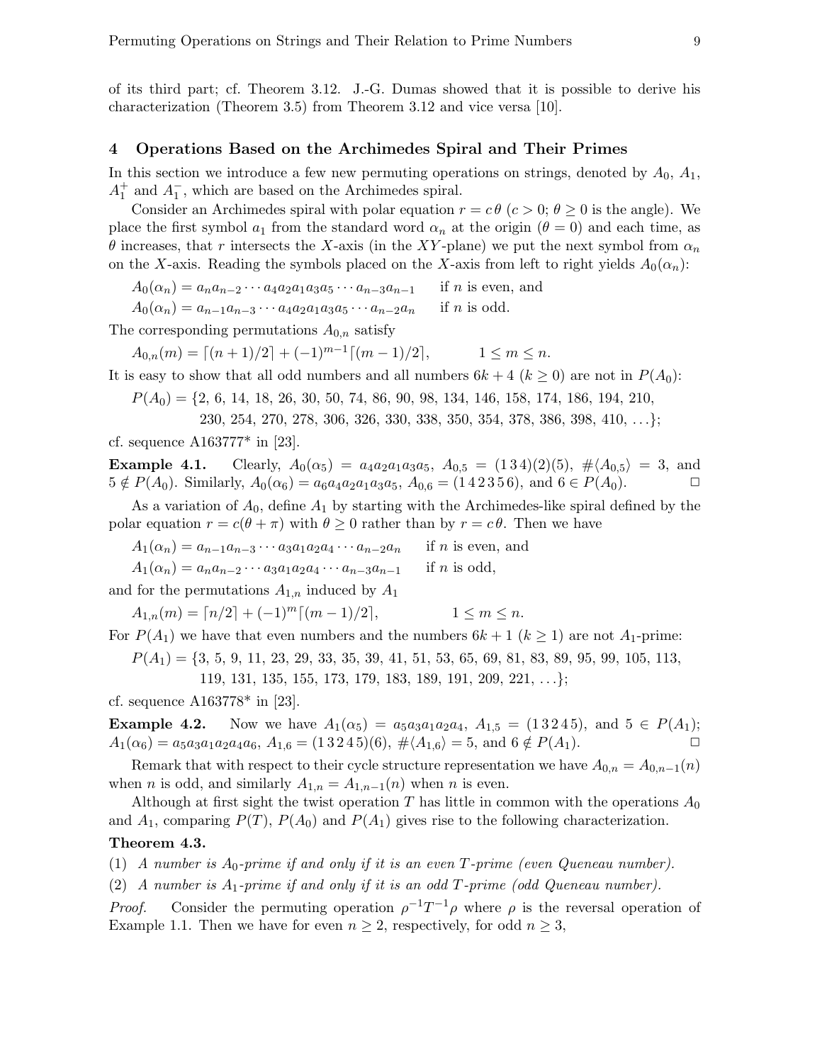of its third part; cf. Theorem 3.12. J.-G. Dumas showed that it is possible to derive his characterization (Theorem 3.5) from Theorem 3.12 and vice versa [10].

## 4 Operations Based on the Archimedes Spiral and Their Primes

In this section we introduce a few new permuting operations on strings, denoted by $A_0$, $A_1$, $A_1^+$ and $A_1^-$, which are based on the Archimedes spiral.

Consider an Archimedes spiral with polar equation $r = c\,\theta$ ($c > 0$; $\theta \geq 0$ is the angle). We place the first symbol $a_1$ from the standard word $\alpha_n$ at the origin ($\theta = 0$) and each time, as $\theta$ increases, that $r$ intersects the $X$-axis (in the $XY$-plane) we put the next symbol from $\alpha_n$ on the $X$-axis. Reading the symbols placed on the $X$-axis from left to right yields $A_0(\alpha_n)$:

$A_0(\alpha_n) = a_n a_{n-2} \cdots a_4 a_2 a_1 a_3 a_5 \cdots a_{n-3} a_{n-1}$ if $n$ is even, and
$A_0(\alpha_n) = a_{n-1} a_{n-3} \cdots a_4 a_2 a_1 a_3 a_5 \cdots a_{n-2} a_n$ if $n$ is odd.

The corresponding permutations $A_{0,n}$ satisfy

$$A_{0,n}(m) = \lceil (n+1)/2 \rceil + (-1)^{m-1} \lceil (m-1)/2 \rceil, \qquad 1 \leq m \leq n.$$

It is easy to show that all odd numbers and all numbers $6k + 4$ ($k \geq 0$) are not in $P(A_0)$:

$P(A_0) = \{2, 6, 14, 18, 26, 30, 50, 74, 86, 90, 98, 134, 146, 158, 174, 186, 194, 210, 230, 254, 270, 278, 306, 326, 330, 338, 350, 354, 378, 386, 398, 410, \ldots\}$;

cf. sequence A163777* in [23].

**Example 4.1.** Clearly, $A_0(\alpha_5) = a_4 a_2 a_1 a_3 a_5$, $A_{0,5} = (1\,3\,4)(2)(5)$, $\#\langle A_{0,5} \rangle = 3$, and $5 \notin P(A_0)$. Similarly, $A_0(\alpha_6) = a_6 a_4 a_2 a_1 a_3 a_5$, $A_{0,6} = (1\,4\,2\,3\,5\,6)$, and $6 \in P(A_0)$. □

As a variation of $A_0$, define $A_1$ by starting with the Archimedes-like spiral defined by the polar equation $r = c(\theta + \pi)$ with $\theta \geq 0$ rather than by $r = c\,\theta$. Then we have

$A_1(\alpha_n) = a_{n-1} a_{n-3} \cdots a_3 a_1 a_2 a_4 \cdots a_{n-2} a_n$ if $n$ is even, and
$A_1(\alpha_n) = a_n a_{n-2} \cdots a_3 a_1 a_2 a_4 \cdots a_{n-3} a_{n-1}$ if $n$ is odd,

and for the permutations $A_{1,n}$ induced by $A_1$

$$A_{1,n}(m) = \lceil n/2 \rceil + (-1)^m \lceil (m-1)/2 \rceil, \qquad 1 \leq m \leq n.$$

For $P(A_1)$ we have that even numbers and the numbers $6k + 1$ ($k \geq 1$) are not $A_1$-prime:

$P(A_1) = \{3, 5, 9, 11, 23, 29, 33, 35, 39, 41, 51, 53, 65, 69, 81, 83, 89, 95, 99, 105, 113, 119, 131, 135, 155, 173, 179, 183, 189, 191, 209, 221, \ldots\}$;

cf. sequence A163778* in [23].

**Example 4.2.** Now we have $A_1(\alpha_5) = a_5 a_3 a_1 a_2 a_4$, $A_{1,5} = (1\,3\,2\,4\,5)$, and $5 \in P(A_1)$; $A_1(\alpha_6) = a_5 a_3 a_1 a_2 a_4 a_6$, $A_{1,6} = (1\,3\,2\,4\,5)(6)$, $\#\langle A_{1,6} \rangle = 5$, and $6 \notin P(A_1)$. □

Remark that with respect to their cycle structure representation we have $A_{0,n} = A_{0,n-1}(n)$ when $n$ is odd, and similarly $A_{1,n} = A_{1,n-1}(n)$ when $n$ is even.

Although at first sight the twist operation $T$ has little in common with the operations $A_0$ and $A_1$, comparing $P(T)$, $P(A_0)$ and $P(A_1)$ gives rise to the following characterization.

**Theorem 4.3.**

(1) *A number is $A_0$-prime if and only if it is an even $T$-prime (even Queneau number).*

(2) *A number is $A_1$-prime if and only if it is an odd $T$-prime (odd Queneau number).*

*Proof.* Consider the permuting operation $\rho^{-1} T^{-1} \rho$ where $\rho$ is the reversal operation of Example 1.1. Then we have for even $n \geq 2$, respectively, for odd $n \geq 3$,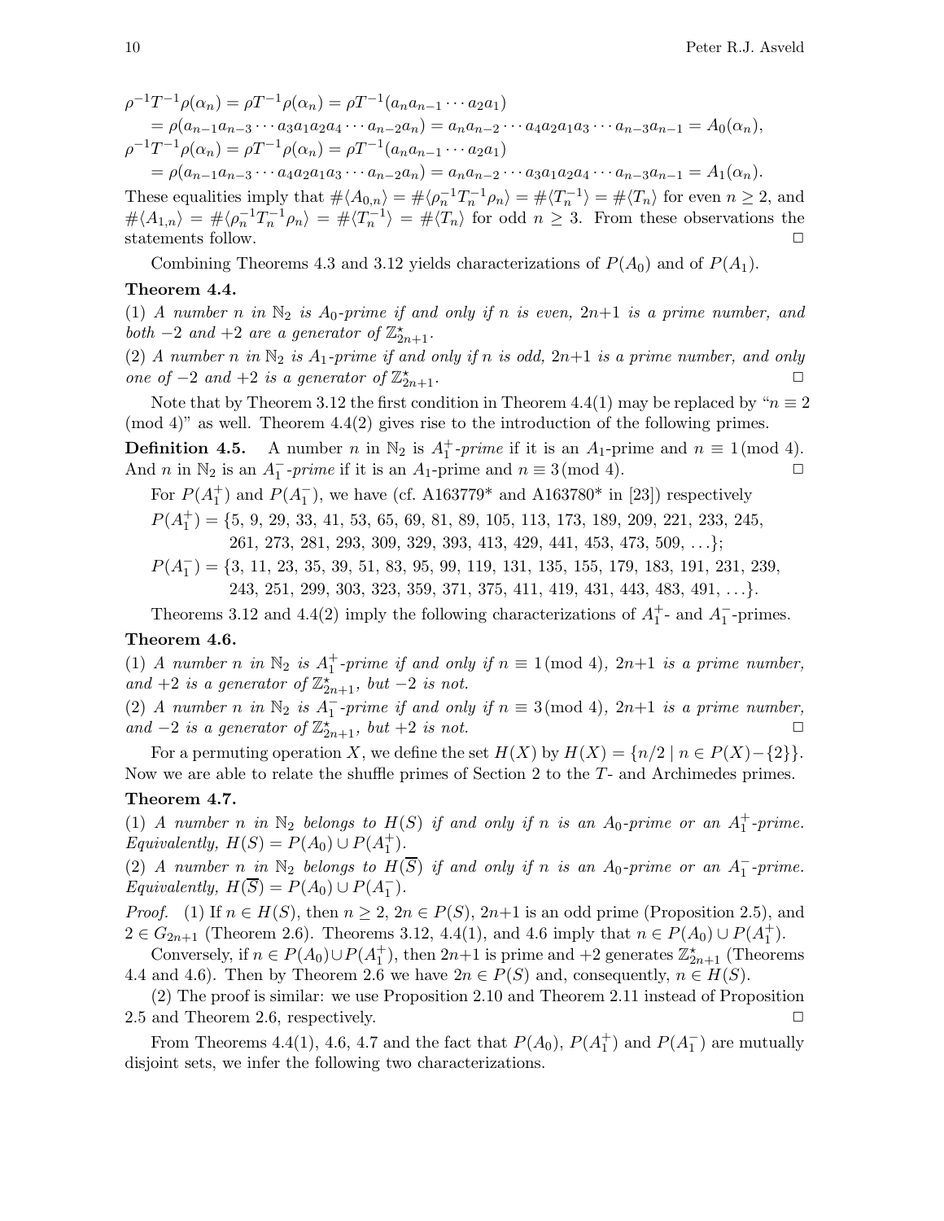$$\rho^{-1}T^{-1}\rho(\alpha_n) = \rho T^{-1}\rho(\alpha_n) = \rho T^{-1}(a_n a_{n-1}\cdots a_2 a_1)$$
$$= \rho(a_{n-1}a_{n-3}\cdots a_3 a_1 a_2 a_4 \cdots a_{n-2}a_n) = a_n a_{n-2}\cdots a_4 a_2 a_1 a_3 \cdots a_{n-3}a_{n-1} = A_0(\alpha_n),$$
$$\rho^{-1}T^{-1}\rho(\alpha_n) = \rho T^{-1}\rho(\alpha_n) = \rho T^{-1}(a_n a_{n-1}\cdots a_2 a_1)$$
$$= \rho(a_{n-1}a_{n-3}\cdots a_4 a_2 a_1 a_3 \cdots a_{n-2}a_n) = a_n a_{n-2}\cdots a_3 a_1 a_2 a_4 \cdots a_{n-3}a_{n-1} = A_1(\alpha_n).$$

These equalities imply that $\#\langle A_{0,n}\rangle = \#\langle \rho_n^{-1}T_n^{-1}\rho_n\rangle = \#\langle T_n^{-1}\rangle = \#\langle T_n\rangle$ for even $n \geq 2$, and $\#\langle A_{1,n}\rangle = \#\langle \rho_n^{-1}T_n^{-1}\rho_n\rangle = \#\langle T_n^{-1}\rangle = \#\langle T_n\rangle$ for odd $n \geq 3$. From these observations the statements follow. □

Combining Theorems 4.3 and 3.12 yields characterizations of $P(A_0)$ and of $P(A_1)$.

**Theorem 4.4.**

(1) *A number $n$ in $\mathbb{N}_2$ is $A_0$-prime if and only if $n$ is even, $2n{+}1$ is a prime number, and both $-2$ and $+2$ are a generator of $\mathbb{Z}^\star_{2n+1}$.*

(2) *A number $n$ in $\mathbb{N}_2$ is $A_1$-prime if and only if $n$ is odd, $2n{+}1$ is a prime number, and only one of $-2$ and $+2$ is a generator of $\mathbb{Z}^\star_{2n+1}$.* □

Note that by Theorem 3.12 the first condition in Theorem 4.4(1) may be replaced by "$n \equiv 2 \pmod 4$" as well. Theorem 4.4(2) gives rise to the introduction of the following primes.

**Definition 4.5.** A number $n$ in $\mathbb{N}_2$ is $A_1^+$*-prime* if it is an $A_1$-prime and $n \equiv 1 \pmod 4$. And $n$ in $\mathbb{N}_2$ is an $A_1^-$*-prime* if it is an $A_1$-prime and $n \equiv 3 \pmod 4$. □

For $P(A_1^+)$ and $P(A_1^-)$, we have (cf. A163779* and A163780* in [23]) respectively

$P(A_1^+) = \{5, 9, 29, 33, 41, 53, 65, 69, 81, 89, 105, 113, 173, 189, 209, 221, 233, 245, 261, 273, 281, 293, 309, 329, 393, 413, 429, 441, 453, 473, 509, \ldots\}$;

$P(A_1^-) = \{3, 11, 23, 35, 39, 51, 83, 95, 99, 119, 131, 135, 155, 179, 183, 191, 231, 239, 243, 251, 299, 303, 323, 359, 371, 375, 411, 419, 431, 443, 483, 491, \ldots\}$.

Theorems 3.12 and 4.4(2) imply the following characterizations of $A_1^+$- and $A_1^-$-primes.

**Theorem 4.6.**

(1) *A number $n$ in $\mathbb{N}_2$ is $A_1^+$-prime if and only if $n \equiv 1 \pmod 4$, $2n{+}1$ is a prime number, and $+2$ is a generator of $\mathbb{Z}^\star_{2n+1}$, but $-2$ is not.*

(2) *A number $n$ in $\mathbb{N}_2$ is $A_1^-$-prime if and only if $n \equiv 3 \pmod 4$, $2n{+}1$ is a prime number, and $-2$ is a generator of $\mathbb{Z}^\star_{2n+1}$, but $+2$ is not.* □

For a permuting operation $X$, we define the set $H(X)$ by $H(X) = \{n/2 \mid n \in P(X) - \{2\}\}$. Now we are able to relate the shuffle primes of Section 2 to the $T$- and Archimedes primes.

**Theorem 4.7.**

(1) *A number $n$ in $\mathbb{N}_2$ belongs to $H(S)$ if and only if $n$ is an $A_0$-prime or an $A_1^+$-prime. Equivalently, $H(S) = P(A_0) \cup P(A_1^+)$.*

(2) *A number $n$ in $\mathbb{N}_2$ belongs to $H(\overline{S})$ if and only if $n$ is an $A_0$-prime or an $A_1^-$-prime. Equivalently, $H(\overline{S}) = P(A_0) \cup P(A_1^-)$.*

*Proof.* (1) If $n \in H(S)$, then $n \geq 2$, $2n \in P(S)$, $2n{+}1$ is an odd prime (Proposition 2.5), and $2 \in G_{2n+1}$ (Theorem 2.6). Theorems 3.12, 4.4(1), and 4.6 imply that $n \in P(A_0) \cup P(A_1^+)$.

Conversely, if $n \in P(A_0) \cup P(A_1^+)$, then $2n{+}1$ is prime and $+2$ generates $\mathbb{Z}^\star_{2n+1}$ (Theorems 4.4 and 4.6). Then by Theorem 2.6 we have $2n \in P(S)$ and, consequently, $n \in H(S)$.

(2) The proof is similar: we use Proposition 2.10 and Theorem 2.11 instead of Proposition 2.5 and Theorem 2.6, respectively. □

From Theorems 4.4(1), 4.6, 4.7 and the fact that $P(A_0)$, $P(A_1^+)$ and $P(A_1^-)$ are mutually disjoint sets, we infer the following two characterizations.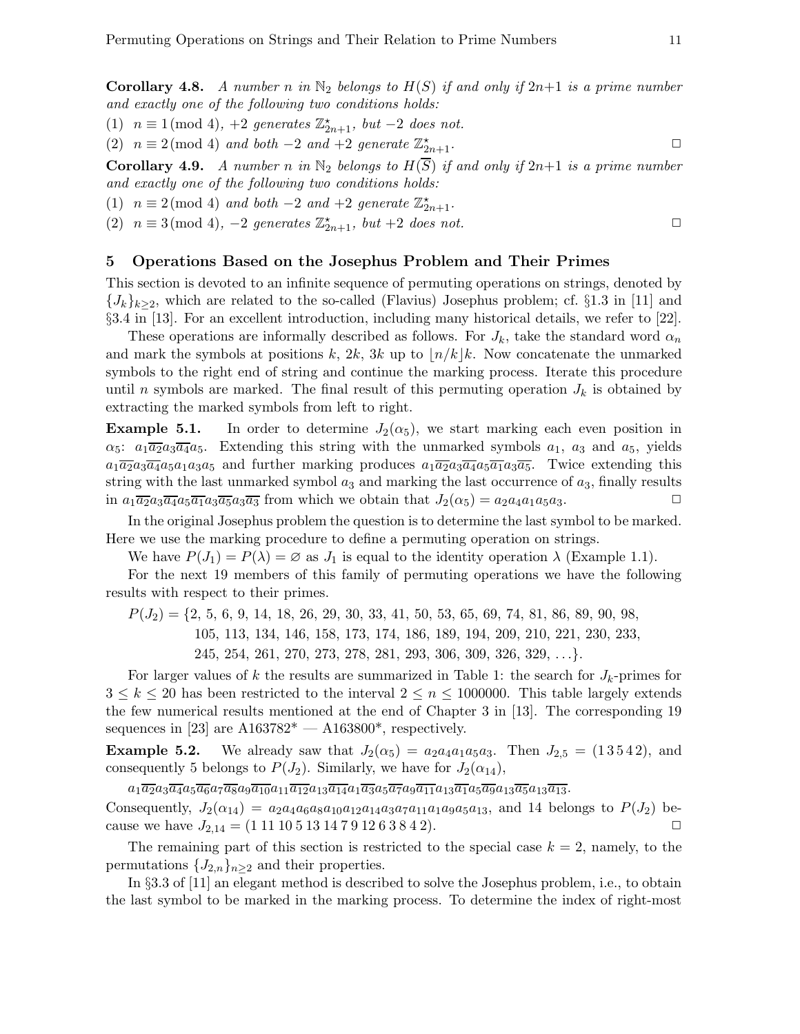**Corollary 4.8.** *A number $n$ in $\mathbb{N}_2$ belongs to $H(S)$ if and only if $2n+1$ is a prime number and exactly one of the following two conditions holds:*

(1) $n \equiv 1 \pmod 4$, *$+2$ generates $\mathbb{Z}^{\star}_{2n+1}$, but $-2$ does not.*

(2) $n \equiv 2 \pmod 4$ *and both $-2$ and $+2$ generate $\mathbb{Z}^{\star}_{2n+1}$.* ◻

**Corollary 4.9.** *A number $n$ in $\mathbb{N}_2$ belongs to $H(\overline{S})$ if and only if $2n+1$ is a prime number and exactly one of the following two conditions holds:*

(1) $n \equiv 2 \pmod 4$ *and both $-2$ and $+2$ generate $\mathbb{Z}^{\star}_{2n+1}$.*

(2) $n \equiv 3 \pmod 4$, *$-2$ generates $\mathbb{Z}^{\star}_{2n+1}$, but $+2$ does not.* ◻

## 5 Operations Based on the Josephus Problem and Their Primes

This section is devoted to an infinite sequence of permuting operations on strings, denoted by $\{J_k\}_{k\geq 2}$, which are related to the so-called (Flavius) Josephus problem; cf. §1.3 in [11] and §3.4 in [13]. For an excellent introduction, including many historical details, we refer to [22].

These operations are informally described as follows. For $J_k$, take the standard word $\alpha_n$ and mark the symbols at positions $k$, $2k$, $3k$ up to $\lfloor n/k \rfloor k$. Now concatenate the unmarked symbols to the right end of string and continue the marking process. Iterate this procedure until $n$ symbols are marked. The final result of this permuting operation $J_k$ is obtained by extracting the marked symbols from left to right.

**Example 5.1.** In order to determine $J_2(\alpha_5)$, we start marking each even position in $\alpha_5$: $a_1\overline{a_2}a_3\overline{a_4}a_5$. Extending this string with the unmarked symbols $a_1$, $a_3$ and $a_5$, yields $a_1\overline{a_2}a_3\overline{a_4}a_5a_1a_3a_5$ and further marking produces $a_1\overline{a_2}a_3\overline{a_4}a_5\overline{a_1}a_3\overline{a_5}$. Twice extending this string with the last unmarked symbol $a_3$ and marking the last occurrence of $a_3$, finally results in $a_1\overline{a_2}a_3\overline{a_4}a_5\overline{a_1}a_3\overline{a_5}a_3\overline{a_3}$ from which we obtain that $J_2(\alpha_5) = a_2a_4a_1a_5a_3$. ◻

In the original Josephus problem the question is to determine the last symbol to be marked. Here we use the marking procedure to define a permuting operation on strings.

We have $P(J_1) = P(\lambda) = \varnothing$ as $J_1$ is equal to the identity operation $\lambda$ (Example 1.1).

For the next 19 members of this family of permuting operations we have the following results with respect to their primes.

$$
\begin{aligned}
P(J_2) = \{&2, 5, 6, 9, 14, 18, 26, 29, 30, 33, 41, 50, 53, 65, 69, 74, 81, 86, 89, 90, 98,\\
&105, 113, 134, 146, 158, 173, 174, 186, 189, 194, 209, 210, 221, 230, 233,\\
&245, 254, 261, 270, 273, 278, 281, 293, 306, 309, 326, 329, \ldots\}.
\end{aligned}
$$

For larger values of $k$ the results are summarized in Table 1: the search for $J_k$-primes for $3 \leq k \leq 20$ has been restricted to the interval $2 \leq n \leq 1000000$. This table largely extends the few numerical results mentioned at the end of Chapter 3 in [13]. The corresponding 19 sequences in [23] are A163782* — A163800*, respectively.

**Example 5.2.** We already saw that $J_2(\alpha_5) = a_2a_4a_1a_5a_3$. Then $J_{2,5} = (1\,3\,5\,4\,2)$, and consequently 5 belongs to $P(J_2)$. Similarly, we have for $J_2(\alpha_{14})$,

$a_1\overline{a_2}a_3\overline{a_4}a_5\overline{a_6}a_7\overline{a_8}a_9\overline{a_{10}}a_{11}\overline{a_{12}}a_{13}\overline{a_{14}}a_1\overline{a_3}a_5\overline{a_7}a_9\overline{a_{11}}a_{13}\overline{a_1}a_5\overline{a_9}a_{13}\overline{a_5}a_{13}\overline{a_{13}}$.

Consequently, $J_2(\alpha_{14}) = a_2a_4a_6a_8a_{10}a_{12}a_{14}a_3a_7a_{11}a_1a_9a_5a_{13}$, and 14 belongs to $P(J_2)$ because we have $J_{2,14} = (1\,11\,10\,5\,13\,14\,7\,9\,12\,6\,3\,8\,4\,2)$. ◻

The remaining part of this section is restricted to the special case $k = 2$, namely, to the permutations $\{J_{2,n}\}_{n\geq 2}$ and their properties.

In §3.3 of [11] an elegant method is described to solve the Josephus problem, i.e., to obtain the last symbol to be marked in the marking process. To determine the index of right-most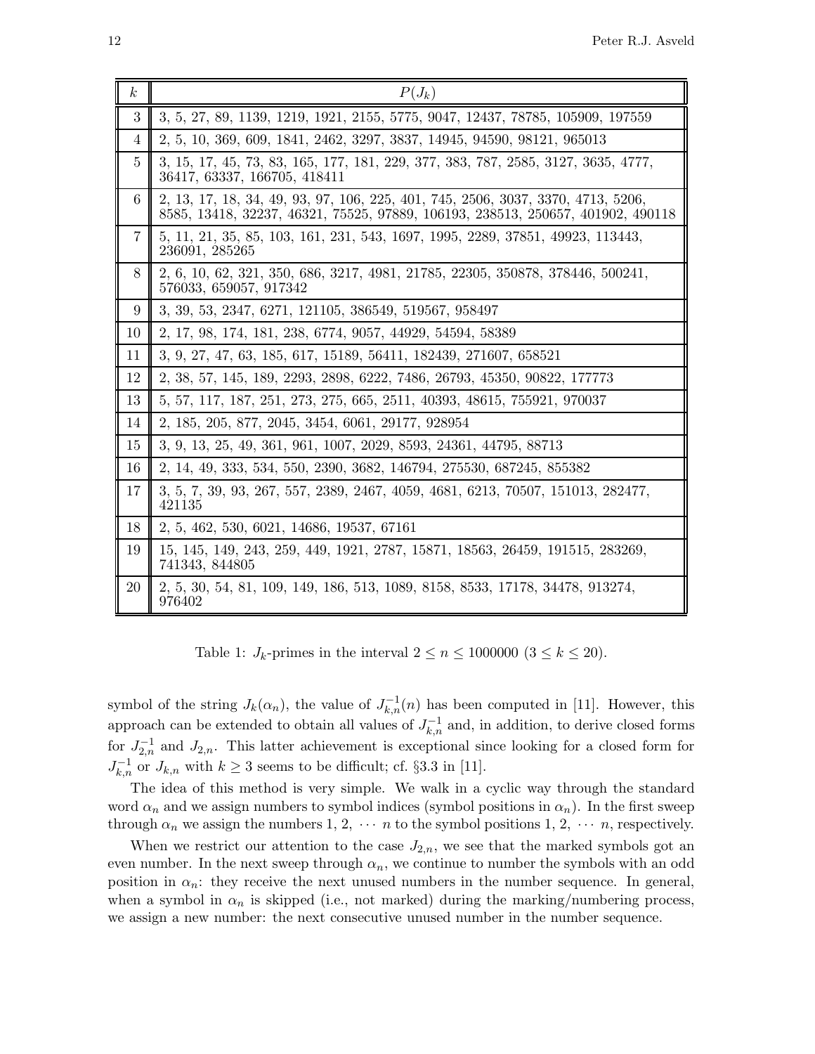| $k$ | $P(J_k)$ |
|---|---|
| 3 | 3, 5, 27, 89, 1139, 1219, 1921, 2155, 5775, 9047, 12437, 78785, 105909, 197559 |
| 4 | 2, 5, 10, 369, 609, 1841, 2462, 3297, 3837, 14945, 94590, 98121, 965013 |
| 5 | 3, 15, 17, 45, 73, 83, 165, 177, 181, 229, 377, 383, 787, 2585, 3127, 3635, 4777, 36417, 63337, 166705, 418411 |
| 6 | 2, 13, 17, 18, 34, 49, 93, 97, 106, 225, 401, 745, 2506, 3037, 3370, 4713, 5206, 8585, 13418, 32237, 46321, 75525, 97889, 106193, 238513, 250657, 401902, 490118 |
| 7 | 5, 11, 21, 35, 85, 103, 161, 231, 543, 1697, 1995, 2289, 37851, 49923, 113443, 236091, 285265 |
| 8 | 2, 6, 10, 62, 321, 350, 686, 3217, 4981, 21785, 22305, 350878, 378446, 500241, 576033, 659057, 917342 |
| 9 | 3, 39, 53, 2347, 6271, 121105, 386549, 519567, 958497 |
| 10 | 2, 17, 98, 174, 181, 238, 6774, 9057, 44929, 54594, 58389 |
| 11 | 3, 9, 27, 47, 63, 185, 617, 15189, 56411, 182439, 271607, 658521 |
| 12 | 2, 38, 57, 145, 189, 2293, 2898, 6222, 7486, 26793, 45350, 90822, 177773 |
| 13 | 5, 57, 117, 187, 251, 273, 275, 665, 2511, 40393, 48615, 755921, 970037 |
| 14 | 2, 185, 205, 877, 2045, 3454, 6061, 29177, 928954 |
| 15 | 3, 9, 13, 25, 49, 361, 961, 1007, 2029, 8593, 24361, 44795, 88713 |
| 16 | 2, 14, 49, 333, 534, 550, 2390, 3682, 146794, 275530, 687245, 855382 |
| 17 | 3, 5, 7, 39, 93, 267, 557, 2389, 2467, 4059, 4681, 6213, 70507, 151013, 282477, 421135 |
| 18 | 2, 5, 462, 530, 6021, 14686, 19537, 67161 |
| 19 | 15, 145, 149, 243, 259, 449, 1921, 2787, 15871, 18563, 26459, 191515, 283269, 741343, 844805 |
| 20 | 2, 5, 30, 54, 81, 109, 149, 186, 513, 1089, 8158, 8533, 17178, 34478, 913274, 976402 |

Table 1: $J_k$-primes in the interval $2 \leq n \leq 1000000$ $(3 \leq k \leq 20)$.

symbol of the string $J_k(\alpha_n)$, the value of $J_{k,n}^{-1}(n)$ has been computed in [11]. However, this approach can be extended to obtain all values of $J_{k,n}^{-1}$ and, in addition, to derive closed forms for $J_{2,n}^{-1}$ and $J_{2,n}$. This latter achievement is exceptional since looking for a closed form for $J_{k,n}^{-1}$ or $J_{k,n}$ with $k \geq 3$ seems to be difficult; cf. §3.3 in [11].

The idea of this method is very simple. We walk in a cyclic way through the standard word $\alpha_n$ and we assign numbers to symbol indices (symbol positions in $\alpha_n$). In the first sweep through $\alpha_n$ we assign the numbers $1, 2, \cdots n$ to the symbol positions $1, 2, \cdots n$, respectively.

When we restrict our attention to the case $J_{2,n}$, we see that the marked symbols got an even number. In the next sweep through $\alpha_n$, we continue to number the symbols with an odd position in $\alpha_n$: they receive the next unused numbers in the number sequence. In general, when a symbol in $\alpha_n$ is skipped (i.e., not marked) during the marking/numbering process, we assign a new number: the next consecutive unused number in the number sequence.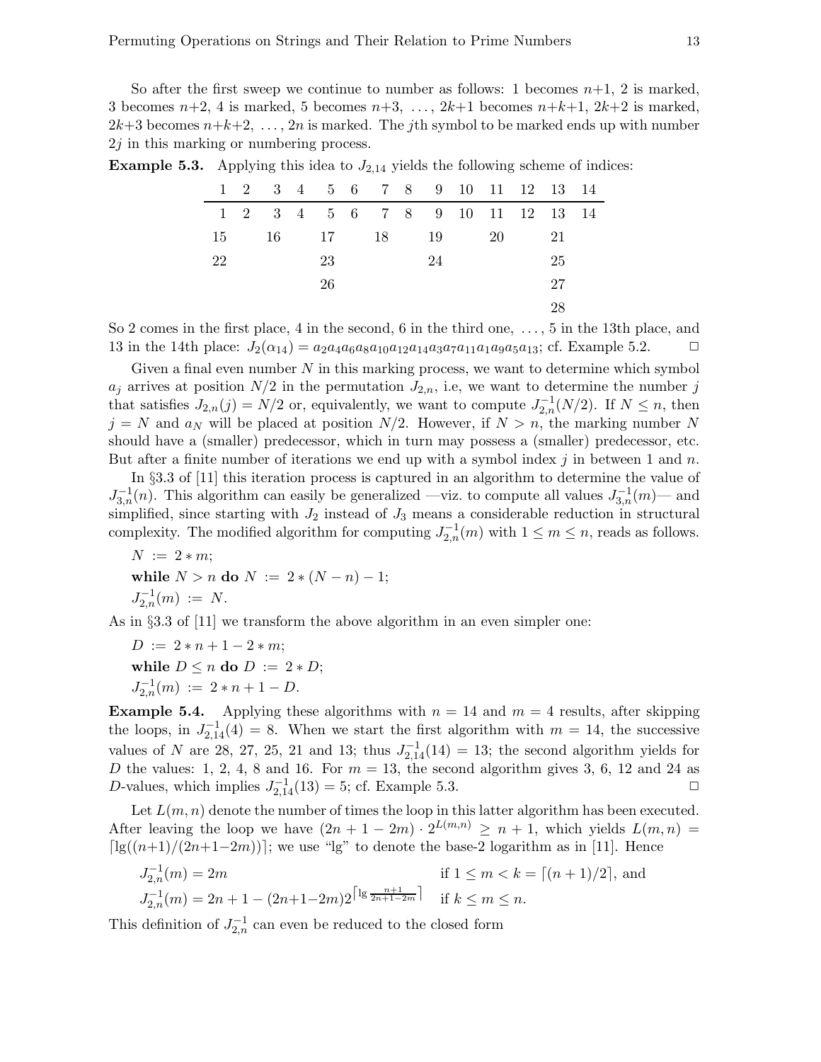So after the first sweep we continue to number as follows: 1 becomes $n+1$, 2 is marked, 3 becomes $n+2$, 4 is marked, 5 becomes $n+3$, $\ldots$, $2k+1$ becomes $n+k+1$, $2k+2$ is marked, $2k+3$ becomes $n+k+2$, $\ldots$, $2n$ is marked. The $j$th symbol to be marked ends up with number $2j$ in this marking or numbering process.

**Example 5.3.** Applying this idea to $J_{2,14}$ yields the following scheme of indices:

| 1 | 2 | 3 | 4 | 5 | 6 | 7 | 8 | 9 | 10 | 11 | 12 | 13 | 14 |
|---|---|---|---|---|---|---|---|---|---|---|---|---|---|
| 1 | 2 | 3 | 4 | 5 | 6 | 7 | 8 | 9 | 10 | 11 | 12 | 13 | 14 |
| 15 | | 16 | | 17 | | 18 | | 19 | | 20 | | 21 | |
| 22 | | | | 23 | | | | 24 | | | | 25 | |
| | | | | 26 | | | | | | | | 27 | |
| | | | | | | | | | | | | 28 | |

So 2 comes in the first place, 4 in the second, 6 in the third one, $\ldots$, 5 in the 13th place, and 13 in the 14th place: $J_2(\alpha_{14}) = a_2a_4a_6a_8a_{10}a_{12}a_{14}a_3a_7a_{11}a_1a_9a_5a_{13}$; cf. Example 5.2. □

Given a final even number $N$ in this marking process, we want to determine which symbol $a_j$ arrives at position $N/2$ in the permutation $J_{2,n}$, i.e, we want to determine the number $j$ that satisfies $J_{2,n}(j) = N/2$ or, equivalently, we want to compute $J_{2,n}^{-1}(N/2)$. If $N \leq n$, then $j = N$ and $a_N$ will be placed at position $N/2$. However, if $N > n$, the marking number $N$ should have a (smaller) predecessor, which in turn may possess a (smaller) predecessor, etc. But after a finite number of iterations we end up with a symbol index $j$ in between 1 and $n$.

In §3.3 of [11] this iteration process is captured in an algorithm to determine the value of $J_{3,n}^{-1}(n)$. This algorithm can easily be generalized —viz. to compute all values $J_{3,n}^{-1}(m)$— and simplified, since starting with $J_2$ instead of $J_3$ means a considerable reduction in structural complexity. The modified algorithm for computing $J_{2,n}^{-1}(m)$ with $1 \leq m \leq n$, reads as follows.

$N := 2 * m$;
**while** $N > n$ **do** $N := 2 * (N - n) - 1$;
$J_{2,n}^{-1}(m) := N$.

As in §3.3 of [11] we transform the above algorithm in an even simpler one:

$D := 2 * n + 1 - 2 * m$;
**while** $D \leq n$ **do** $D := 2 * D$;
$J_{2,n}^{-1}(m) := 2 * n + 1 - D$.

**Example 5.4.** Applying these algorithms with $n = 14$ and $m = 4$ results, after skipping the loops, in $J_{2,14}^{-1}(4) = 8$. When we start the first algorithm with $m = 14$, the successive values of $N$ are 28, 27, 25, 21 and 13; thus $J_{2,14}^{-1}(14) = 13$; the second algorithm yields for $D$ the values: 1, 2, 4, 8 and 16. For $m = 13$, the second algorithm gives 3, 6, 12 and 24 as $D$-values, which implies $J_{2,14}^{-1}(13) = 5$; cf. Example 5.3. □

Let $L(m,n)$ denote the number of times the loop in this latter algorithm has been executed. After leaving the loop we have $(2n+1-2m) \cdot 2^{L(m,n)} \geq n+1$, which yields $L(m,n) = \lceil \lg((n+1)/(2n+1-2m)) \rceil$; we use "lg" to denote the base-2 logarithm as in [11]. Hence

$$
\begin{aligned}
J_{2,n}^{-1}(m) &= 2m && \text{if } 1 \leq m < k = \lceil (n+1)/2 \rceil, \text{ and} \\
J_{2,n}^{-1}(m) &= 2n+1-(2n+1-2m)2^{\left\lceil \lg \frac{n+1}{2n+1-2m} \right\rceil} && \text{if } k \leq m \leq n.
\end{aligned}
$$

This definition of $J_{2,n}^{-1}$ can even be reduced to the closed form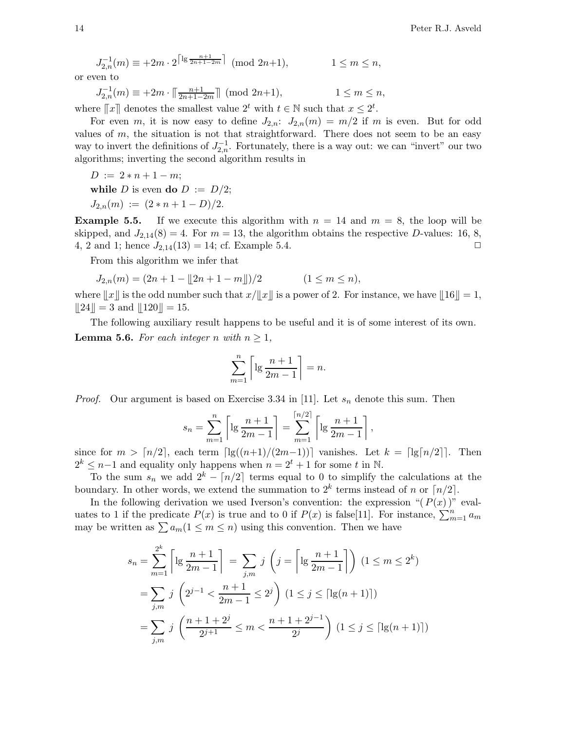$$J_{2,n}^{-1}(m) \equiv +2m \cdot 2^{\left\lceil \lg \frac{n+1}{2n+1-2m} \right\rceil} \pmod{2n+1}, \qquad 1 \le m \le n,$$

or even to

$$J_{2,n}^{-1}(m) \equiv +2m \cdot \lceil\!\lceil \tfrac{n+1}{2n+1-2m} \rceil\!\rceil \pmod{2n+1}, \qquad 1 \le m \le n,$$

where $\lceil\!\lceil x \rceil\!\rceil$ denotes the smallest value $2^t$ with $t \in \mathbb{N}$ such that $x \le 2^t$.

For even $m$, it is now easy to define $J_{2,n}$: $J_{2,n}(m) = m/2$ if $m$ is even. But for odd values of $m$, the situation is not that straightforward. There does not seem to be an easy way to invert the definitions of $J_{2,n}^{-1}$. Fortunately, there is a way out: we can "invert" our two algorithms; inverting the second algorithm results in

```
D := 2*n + 1 - m;
while D is even do D := D/2;
J_{2,n}(m) := (2*n + 1 - D)/2.
```

**Example 5.5.** If we execute this algorithm with $n = 14$ and $m = 8$, the loop will be skipped, and $J_{2,14}(8) = 4$. For $m = 13$, the algorithm obtains the respective $D$-values: 16, 8, 4, 2 and 1; hence $J_{2,14}(13) = 14$; cf. Example 5.4. □

From this algorithm we infer that

$$J_{2,n}(m) = (2n + 1 - \lfloor\!\lfloor 2n + 1 - m \rfloor\!\rfloor)/2 \qquad (1 \le m \le n),$$

where $\lfloor\!\lfloor x \rfloor\!\rfloor$ is the odd number such that $x/\lfloor\!\lfloor x \rfloor\!\rfloor$ is a power of 2. For instance, we have $\lfloor\!\lfloor 16 \rfloor\!\rfloor = 1$, $\lfloor\!\lfloor 24 \rfloor\!\rfloor = 3$ and $\lfloor\!\lfloor 120 \rfloor\!\rfloor = 15$.

The following auxiliary result happens to be useful and it is of some interest of its own.

**Lemma 5.6.** *For each integer $n$ with $n \ge 1$,*

$$\sum_{m=1}^{n} \left\lceil \lg \frac{n+1}{2m-1} \right\rceil = n.$$

*Proof.* Our argument is based on Exercise 3.34 in [11]. Let $s_n$ denote this sum. Then

$$s_n = \sum_{m=1}^{n} \left\lceil \lg \frac{n+1}{2m-1} \right\rceil = \sum_{m=1}^{\lceil n/2 \rceil} \left\lceil \lg \frac{n+1}{2m-1} \right\rceil,$$

since for $m > \lceil n/2 \rceil$, each term $\lceil \lg((n+1)/(2m-1)) \rceil$ vanishes. Let $k = \lceil \lg \lceil n/2 \rceil \rceil$. Then $2^k \le n-1$ and equality only happens when $n = 2^t + 1$ for some $t$ in $\mathbb{N}$.

To the sum $s_n$ we add $2^k - \lceil n/2 \rceil$ terms equal to 0 to simplify the calculations at the boundary. In other words, we extend the summation to $2^k$ terms instead of $n$ or $\lceil n/2 \rceil$.

In the following derivation we used Iverson's convention: the expression "$(\,P(x)\,)$" evaluates to 1 if the predicate $P(x)$ is true and to 0 if $P(x)$ is false[11]. For instance, $\sum_{m=1}^{n} a_m$ may be written as $\sum a_m (1 \le m \le n)$ using this convention. Then we have

$$\begin{aligned}
s_n = \sum_{m=1}^{2^k} \left\lceil \lg \frac{n+1}{2m-1} \right\rceil &= \sum_{j,m} j \left( j = \left\lceil \lg \frac{n+1}{2m-1} \right\rceil \right) (1 \le m \le 2^k) \\
&= \sum_{j,m} j \left( 2^{j-1} < \frac{n+1}{2m-1} \le 2^j \right) (1 \le j \le \lceil \lg(n+1) \rceil) \\
&= \sum_{j,m} j \left( \frac{n+1+2^j}{2^{j+1}} \le m < \frac{n+1+2^{j-1}}{2^j} \right) (1 \le j \le \lceil \lg(n+1) \rceil)
\end{aligned}$$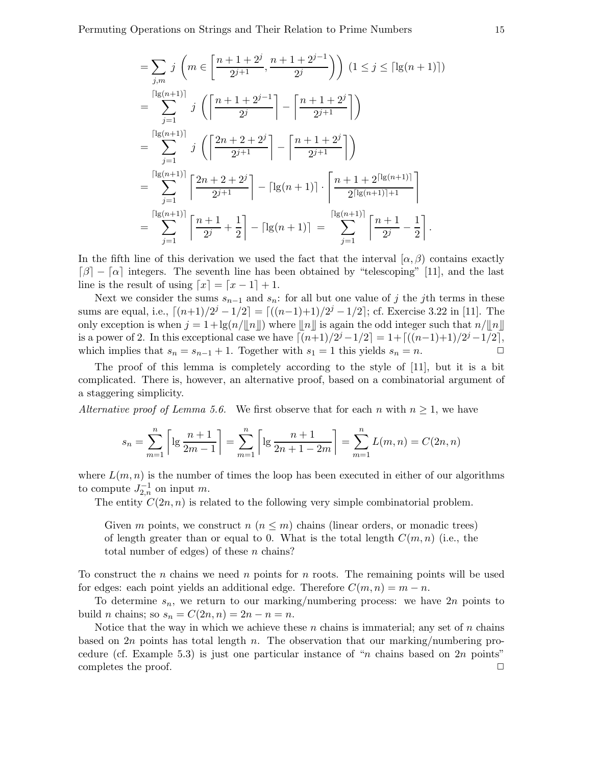$$
\begin{aligned}
&= \sum_{j,m} j \left( m \in \left[ \frac{n+1+2^j}{2^{j+1}}, \frac{n+1+2^{j-1}}{2^j} \right) \right) \ (1 \le j \le \lceil \lg(n+1) \rceil) \\
&= \sum_{j=1}^{\lceil \lg(n+1) \rceil} j \left( \left\lceil \frac{n+1+2^{j-1}}{2^j} \right\rceil - \left\lceil \frac{n+1+2^j}{2^{j+1}} \right\rceil \right) \\
&= \sum_{j=1}^{\lceil \lg(n+1) \rceil} j \left( \left\lceil \frac{2n+2+2^j}{2^{j+1}} \right\rceil - \left\lceil \frac{n+1+2^j}{2^{j+1}} \right\rceil \right) \\
&= \sum_{j=1}^{\lceil \lg(n+1) \rceil} \left\lceil \frac{2n+2+2^j}{2^{j+1}} \right\rceil - \lceil \lg(n+1) \rceil \cdot \left\lceil \frac{n+1+2^{\lceil \lg(n+1) \rceil}}{2^{\lceil \lg(n+1) \rceil + 1}} \right\rceil \\
&= \sum_{j=1}^{\lceil \lg(n+1) \rceil} \left\lceil \frac{n+1}{2^j} + \frac{1}{2} \right\rceil - \lceil \lg(n+1) \rceil \ = \ \sum_{j=1}^{\lceil \lg(n+1) \rceil} \left\lceil \frac{n+1}{2^j} - \frac{1}{2} \right\rceil .
\end{aligned}
$$

In the fifth line of this derivation we used the fact that the interval $[\alpha, \beta)$ contains exactly $\lceil \beta \rceil - \lceil \alpha \rceil$ integers. The seventh line has been obtained by "telescoping" [11], and the last line is the result of using $\lceil x \rceil = \lceil x - 1 \rceil + 1$.

Next we consider the sums $s_{n-1}$ and $s_n$: for all but one value of $j$ the $j$th terms in these sums are equal, i.e., $\lceil (n+1)/2^j - 1/2 \rceil = \lceil ((n-1)+1)/2^j - 1/2 \rceil$; cf. Exercise 3.22 in [11]. The only exception is when $j = 1 + \lg(n/\llbracket n \rrbracket)$ where $\llbracket n \rrbracket$ is again the odd integer such that $n/\llbracket n \rrbracket$ is a power of 2. In this exceptional case we have $\lceil (n+1)/2^j - 1/2 \rceil = 1 + \lceil ((n-1)+1)/2^j - 1/2 \rceil$, which implies that $s_n = s_{n-1} + 1$. Together with $s_1 = 1$ this yields $s_n = n$. □

The proof of this lemma is completely according to the style of [11], but it is a bit complicated. There is, however, an alternative proof, based on a combinatorial argument of a staggering simplicity.

*Alternative proof of Lemma 5.6.* We first observe that for each $n$ with $n \ge 1$, we have

$$
s_n = \sum_{m=1}^{n} \left\lceil \lg \frac{n+1}{2m-1} \right\rceil = \sum_{m=1}^{n} \left\lceil \lg \frac{n+1}{2n+1-2m} \right\rceil = \sum_{m=1}^{n} L(m,n) = C(2n,n)
$$

where $L(m,n)$ is the number of times the loop has been executed in either of our algorithms to compute $J_{2,n}^{-1}$ on input $m$.

The entity $C(2n,n)$ is related to the following very simple combinatorial problem.

> Given $m$ points, we construct $n$ ($n \le m$) chains (linear orders, or monadic trees) of length greater than or equal to 0. What is the total length $C(m,n)$ (i.e., the total number of edges) of these $n$ chains?

To construct the $n$ chains we need $n$ points for $n$ roots. The remaining points will be used for edges: each point yields an additional edge. Therefore $C(m,n) = m - n$.

To determine $s_n$, we return to our marking/numbering process: we have $2n$ points to build $n$ chains; so $s_n = C(2n,n) = 2n - n = n$.

Notice that the way in which we achieve these $n$ chains is immaterial; any set of $n$ chains based on $2n$ points has total length $n$. The observation that our marking/numbering procedure (cf. Example 5.3) is just one particular instance of "$n$ chains based on $2n$ points" completes the proof. □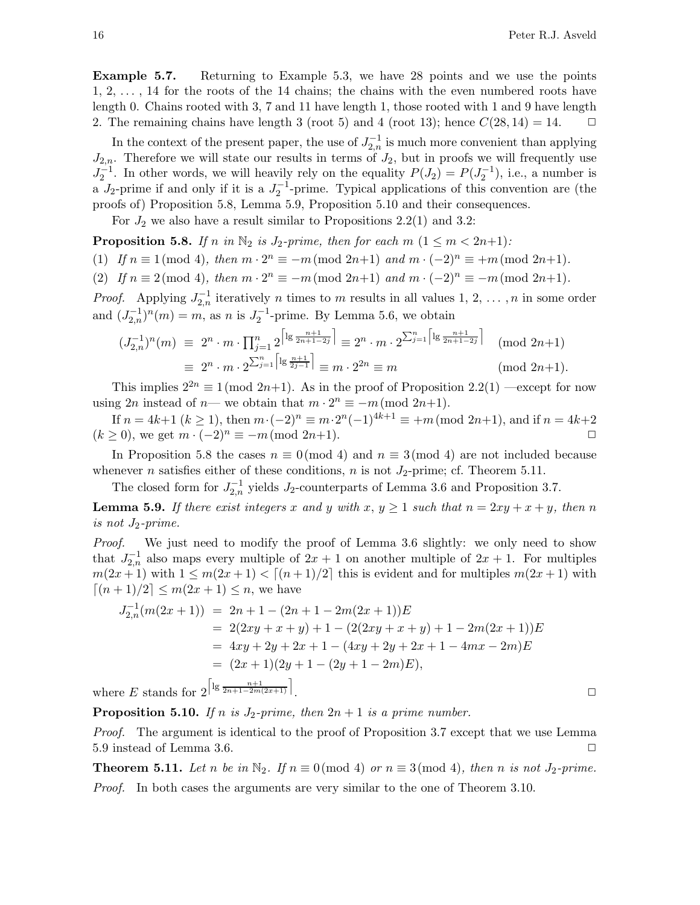**Example 5.7.** Returning to Example 5.3, we have 28 points and we use the points 1, 2, ... , 14 for the roots of the 14 chains; the chains with the even numbered roots have length 0. Chains rooted with 3, 7 and 11 have length 1, those rooted with 1 and 9 have length 2. The remaining chains have length 3 (root 5) and 4 (root 13); hence $C(28, 14) = 14$. □

In the context of the present paper, the use of $J_{2,n}^{-1}$ is much more convenient than applying $J_{2,n}$. Therefore we will state our results in terms of $J_2$, but in proofs we will frequently use $J_2^{-1}$. In other words, we will heavily rely on the equality $P(J_2) = P(J_2^{-1})$, i.e., a number is a $J_2$-prime if and only if it is a $J_2^{-1}$-prime. Typical applications of this convention are (the proofs of) Proposition 5.8, Lemma 5.9, Proposition 5.10 and their consequences.

For $J_2$ we also have a result similar to Propositions 2.2(1) and 3.2:

**Proposition 5.8.** *If $n$ in $\mathbb{N}_2$ is $J_2$-prime, then for each $m$ $(1 \leq m < 2n+1)$:*

(1) *If $n \equiv 1 \pmod 4$, then $m \cdot 2^n \equiv -m \pmod{2n+1}$ and $m \cdot (-2)^n \equiv +m \pmod{2n+1}$.*

(2) *If $n \equiv 2 \pmod 4$, then $m \cdot 2^n \equiv -m \pmod{2n+1}$ and $m \cdot (-2)^n \equiv -m \pmod{2n+1}$.*

*Proof.* Applying $J_{2,n}^{-1}$ iteratively $n$ times to $m$ results in all values 1, 2, ... , $n$ in some order and $(J_{2,n}^{-1})^n(m) = m$, as $n$ is $J_2^{-1}$-prime. By Lemma 5.6, we obtain

$$\begin{aligned}
(J_{2,n}^{-1})^n(m) \;&\equiv\; 2^n \cdot m \cdot \prod_{j=1}^{n} 2^{\left\lceil \lg \frac{n+1}{2n+1-2j} \right\rceil} \equiv 2^n \cdot m \cdot 2^{\sum_{j=1}^{n} \left\lceil \lg \frac{n+1}{2n+1-2j} \right\rceil} \pmod{2n+1}\\
&\equiv\; 2^n \cdot m \cdot 2^{\sum_{j=1}^{n} \left\lceil \lg \frac{n+1}{2j-1} \right\rceil} \equiv m \cdot 2^{2n} \equiv m \qquad\qquad \pmod{2n+1}.
\end{aligned}$$

This implies $2^{2n} \equiv 1 \pmod{2n+1}$. As in the proof of Proposition 2.2(1) —except for now using $2n$ instead of $n$— we obtain that $m \cdot 2^n \equiv -m \pmod{2n+1}$.

If $n = 4k+1$ $(k \geq 1)$, then $m \cdot (-2)^n \equiv m \cdot 2^n (-1)^{4k+1} \equiv +m \pmod{2n+1}$, and if $n = 4k+2$ $(k \geq 0)$, we get $m \cdot (-2)^n \equiv -m \pmod{2n+1}$. □

In Proposition 5.8 the cases $n \equiv 0 \pmod 4$ and $n \equiv 3 \pmod 4$ are not included because whenever $n$ satisfies either of these conditions, $n$ is not $J_2$-prime; cf. Theorem 5.11.

The closed form for $J_{2,n}^{-1}$ yields $J_2$-counterparts of Lemma 3.6 and Proposition 3.7.

**Lemma 5.9.** *If there exist integers $x$ and $y$ with $x, y \geq 1$ such that $n = 2xy + x + y$, then $n$ is not $J_2$-prime.*

*Proof.* We just need to modify the proof of Lemma 3.6 slightly: we only need to show that $J_{2,n}^{-1}$ also maps every multiple of $2x+1$ on another multiple of $2x+1$. For multiples $m(2x+1)$ with $1 \leq m(2x+1) < \lceil (n+1)/2 \rceil$ this is evident and for multiples $m(2x+1)$ with $\lceil (n+1)/2 \rceil \leq m(2x+1) \leq n$, we have

$$\begin{aligned}
J_{2,n}^{-1}(m(2x+1)) \;&=\; 2n+1-(2n+1-2m(2x+1))E\\
&=\; 2(2xy+x+y)+1-(2(2xy+x+y)+1-2m(2x+1))E\\
&=\; 4xy+2y+2x+1-(4xy+2y+2x+1-4mx-2m)E\\
&=\; (2x+1)(2y+1-(2y+1-2m)E),
\end{aligned}$$

where $E$ stands for $2^{\left\lceil \lg \frac{n+1}{2n+1-2m(2x+1)} \right\rceil}$. □

**Proposition 5.10.** *If $n$ is $J_2$-prime, then $2n+1$ is a prime number.*

*Proof.* The argument is identical to the proof of Proposition 3.7 except that we use Lemma 5.9 instead of Lemma 3.6. □

**Theorem 5.11.** *Let $n$ be in $\mathbb{N}_2$. If $n \equiv 0 \pmod 4$ or $n \equiv 3 \pmod 4$, then $n$ is not $J_2$-prime.*

*Proof.* In both cases the arguments are very similar to the one of Theorem 3.10.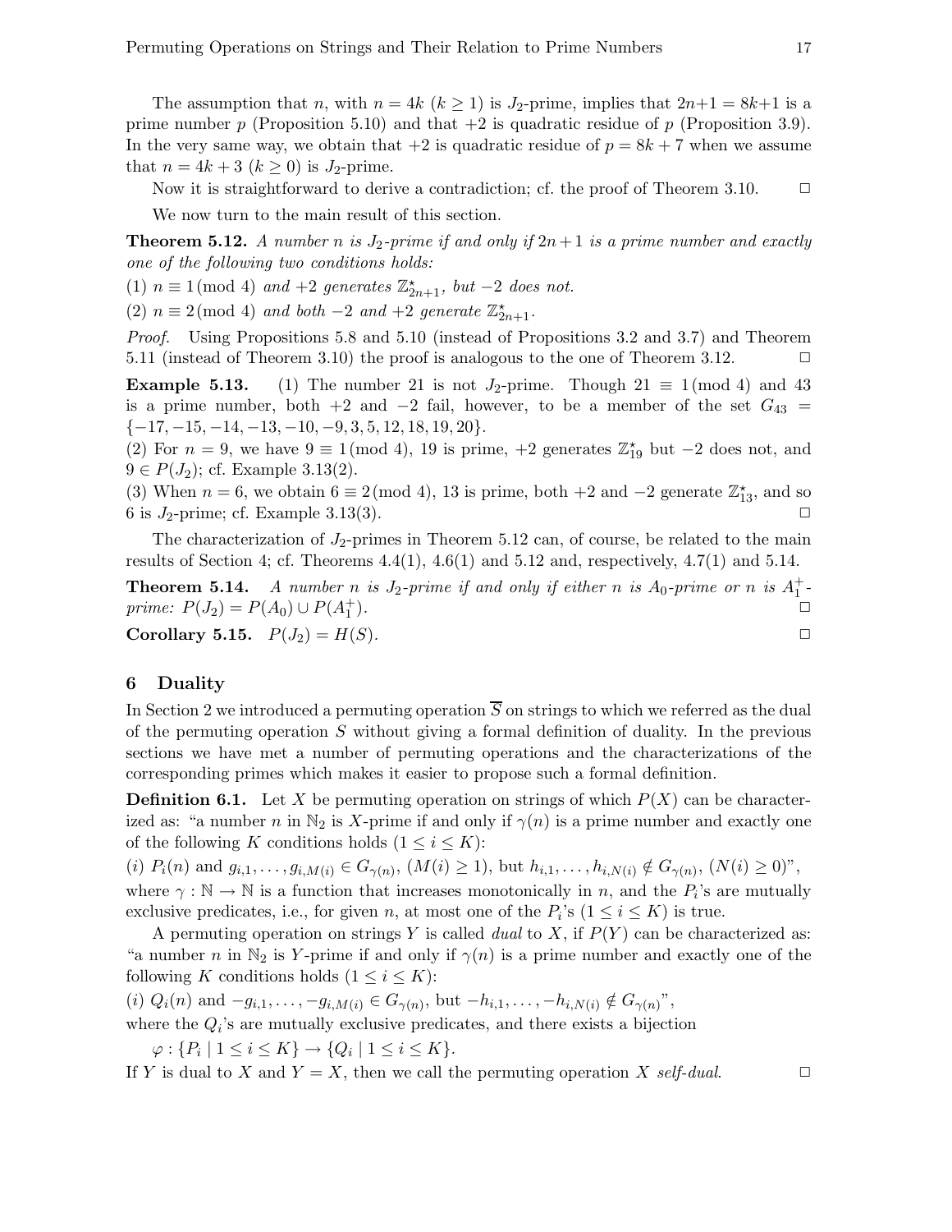The assumption that $n$, with $n = 4k$ ($k \geq 1$) is $J_2$-prime, implies that $2n+1 = 8k+1$ is a prime number $p$ (Proposition 5.10) and that $+2$ is quadratic residue of $p$ (Proposition 3.9). In the very same way, we obtain that $+2$ is quadratic residue of $p = 8k + 7$ when we assume that $n = 4k + 3$ ($k \geq 0$) is $J_2$-prime.

Now it is straightforward to derive a contradiction; cf. the proof of Theorem 3.10. □

We now turn to the main result of this section.

**Theorem 5.12.** *A number $n$ is $J_2$-prime if and only if $2n+1$ is a prime number and exactly one of the following two conditions holds:*

(1) $n \equiv 1 \pmod 4$ *and $+2$ generates $\mathbb{Z}^\star_{2n+1}$, but $-2$ does not.*

(2) $n \equiv 2 \pmod 4$ *and both $-2$ and $+2$ generate $\mathbb{Z}^\star_{2n+1}$.*

*Proof.* Using Propositions 5.8 and 5.10 (instead of Propositions 3.2 and 3.7) and Theorem 5.11 (instead of Theorem 3.10) the proof is analogous to the one of Theorem 3.12. □

**Example 5.13.** (1) The number 21 is not $J_2$-prime. Though $21 \equiv 1 \pmod 4$ and 43 is a prime number, both $+2$ and $-2$ fail, however, to be a member of the set $G_{43} = \{-17, -15, -14, -13, -10, -9, 3, 5, 12, 18, 19, 20\}$.

(2) For $n = 9$, we have $9 \equiv 1 \pmod 4$, 19 is prime, $+2$ generates $\mathbb{Z}^\star_{19}$ but $-2$ does not, and $9 \in P(J_2)$; cf. Example 3.13(2).

(3) When $n = 6$, we obtain $6 \equiv 2 \pmod 4$, 13 is prime, both $+2$ and $-2$ generate $\mathbb{Z}^\star_{13}$, and so 6 is $J_2$-prime; cf. Example 3.13(3). □

The characterization of $J_2$-primes in Theorem 5.12 can, of course, be related to the main results of Section 4; cf. Theorems 4.4(1), 4.6(1) and 5.12 and, respectively, 4.7(1) and 5.14.

**Theorem 5.14.** *A number $n$ is $J_2$-prime if and only if either $n$ is $A_0$-prime or $n$ is $A_1^+$-prime: $P(J_2) = P(A_0) \cup P(A_1^+)$.* □

**Corollary 5.15.** $P(J_2) = H(S)$. □

## 6 Duality

In Section 2 we introduced a permuting operation $\overline{S}$ on strings to which we referred as the dual of the permuting operation $S$ without giving a formal definition of duality. In the previous sections we have met a number of permuting operations and the characterizations of the corresponding primes which makes it easier to propose such a formal definition.

**Definition 6.1.** Let $X$ be permuting operation on strings of which $P(X)$ can be characterized as: "a number $n$ in $\mathbb{N}_2$ is $X$-prime if and only if $\gamma(n)$ is a prime number and exactly one of the following $K$ conditions holds ($1 \leq i \leq K$):

($i$) $P_i(n)$ and $g_{i,1}, \ldots, g_{i,M(i)} \in G_{\gamma(n)}$, ($M(i) \geq 1$), but $h_{i,1}, \ldots, h_{i,N(i)} \notin G_{\gamma(n)}$, ($N(i) \geq 0$)",

where $\gamma : \mathbb{N} \to \mathbb{N}$ is a function that increases monotonically in $n$, and the $P_i$'s are mutually exclusive predicates, i.e., for given $n$, at most one of the $P_i$'s ($1 \leq i \leq K$) is true.

A permuting operation on strings $Y$ is called *dual* to $X$, if $P(Y)$ can be characterized as: "a number $n$ in $\mathbb{N}_2$ is $Y$-prime if and only if $\gamma(n)$ is a prime number and exactly one of the following $K$ conditions holds ($1 \leq i \leq K$):

($i$) $Q_i(n)$ and $-g_{i,1}, \ldots, -g_{i,M(i)} \in G_{\gamma(n)}$, but $-h_{i,1}, \ldots, -h_{i,N(i)} \notin G_{\gamma(n)}$",

where the $Q_i$'s are mutually exclusive predicates, and there exists a bijection

$\varphi : \{P_i \mid 1 \leq i \leq K\} \to \{Q_i \mid 1 \leq i \leq K\}$.

If $Y$ is dual to $X$ and $Y = X$, then we call the permuting operation $X$ *self-dual*. □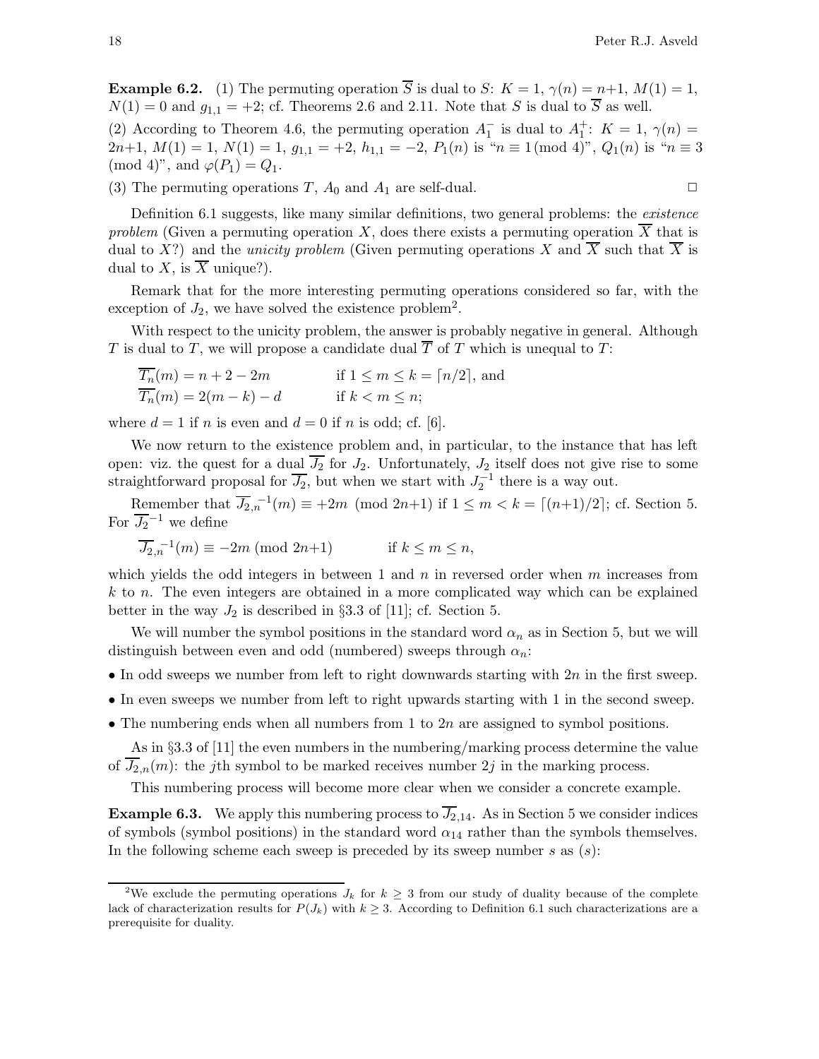**Example 6.2.** (1) The permuting operation $\overline{S}$ is dual to $S$: $K=1$, $\gamma(n)=n+1$, $M(1)=1$, $N(1)=0$ and $g_{1,1}=+2$; cf. Theorems 2.6 and 2.11. Note that $S$ is dual to $\overline{S}$ as well.

(2) According to Theorem 4.6, the permuting operation $A_1^-$ is dual to $A_1^+$: $K=1$, $\gamma(n)=2n+1$, $M(1)=1$, $N(1)=1$, $g_{1,1}=+2$, $h_{1,1}=-2$, $P_1(n)$ is "$n\equiv 1 \pmod 4$", $Q_1(n)$ is "$n\equiv 3 \pmod 4$", and $\varphi(P_1)=Q_1$.

(3) The permuting operations $T$, $A_0$ and $A_1$ are self-dual. □

Definition 6.1 suggests, like many similar definitions, two general problems: the *existence problem* (Given a permuting operation $X$, does there exists a permuting operation $\overline{X}$ that is dual to $X$?) and the *unicity problem* (Given permuting operations $X$ and $\overline{X}$ such that $\overline{X}$ is dual to $X$, is $\overline{X}$ unique?).

Remark that for the more interesting permuting operations considered so far, with the exception of $J_2$, we have solved the existence problem[2].

With respect to the unicity problem, the answer is probably negative in general. Although $T$ is dual to $T$, we will propose a candidate dual $\overline{T}$ of $T$ which is unequal to $T$:

$$\overline{T_n}(m) = n+2-2m \qquad \text{if } 1\le m\le k=\lceil n/2\rceil, \text{ and}$$
$$\overline{T_n}(m) = 2(m-k)-d \qquad \text{if } k<m\le n;$$

where $d=1$ if $n$ is even and $d=0$ if $n$ is odd; cf. [6].

We now return to the existence problem and, in particular, to the instance that has left open: viz. the quest for a dual $\overline{J_2}$ for $J_2$. Unfortunately, $J_2$ itself does not give rise to some straightforward proposal for $\overline{J_2}$, but when we start with $J_2^{-1}$ there is a way out.

Remember that $\overline{J_2}_{,n}^{-1}(m)\equiv +2m \pmod{2n+1}$ if $1\le m<k=\lceil (n+1)/2\rceil$; cf. Section 5. For $\overline{J_2}^{-1}$ we define

$$\overline{J_2}_{,n}^{-1}(m)\equiv -2m \pmod{2n+1} \qquad \text{if } k\le m\le n,$$

which yields the odd integers in between 1 and $n$ in reversed order when $m$ increases from $k$ to $n$. The even integers are obtained in a more complicated way which can be explained better in the way $J_2$ is described in §3.3 of [11]; cf. Section 5.

We will number the symbol positions in the standard word $\alpha_n$ as in Section 5, but we will distinguish between even and odd (numbered) sweeps through $\alpha_n$:

- In odd sweeps we number from left to right downwards starting with $2n$ in the first sweep.
- In even sweeps we number from left to right upwards starting with 1 in the second sweep.
- The numbering ends when all numbers from 1 to $2n$ are assigned to symbol positions.

As in §3.3 of [11] the even numbers in the numbering/marking process determine the value of $\overline{J_2}_{,n}(m)$: the $j$th symbol to be marked receives number $2j$ in the marking process.

This numbering process will become more clear when we consider a concrete example.

**Example 6.3.** We apply this numbering process to $\overline{J_2}_{,14}$. As in Section 5 we consider indices of symbols (symbol positions) in the standard word $\alpha_{14}$ rather than the symbols themselves. In the following scheme each sweep is preceded by its sweep number $s$ as $(s)$:

---

[2] We exclude the permuting operations $J_k$ for $k\ge 3$ from our study of duality because of the complete lack of characterization results for $P(J_k)$ with $k\ge 3$. According to Definition 6.1 such characterizations are a prerequisite for duality.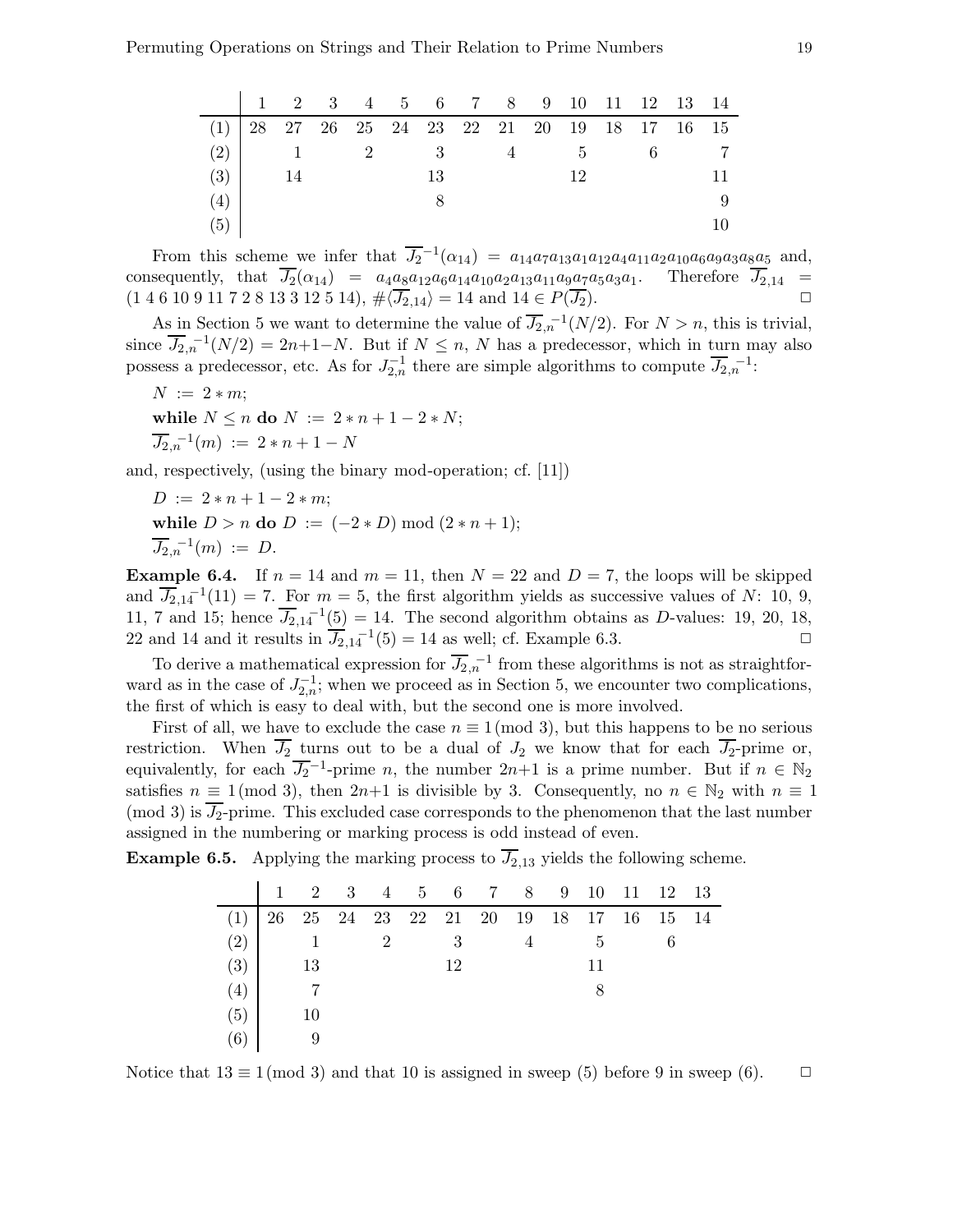| | 1 | 2 | 3 | 4 | 5 | 6 | 7 | 8 | 9 | 10 | 11 | 12 | 13 | 14 |
|---|---|---|---|---|---|---|---|---|---|---|---|---|---|---|
| (1) | 28 | 27 | 26 | 25 | 24 | 23 | 22 | 21 | 20 | 19 | 18 | 17 | 16 | 15 |
| (2) | | 1 | | 2 | | 3 | | 4 | | 5 | | 6 | | 7 |
| (3) | | 14 | | | | 13 | | | | 12 | | | | 11 |
| (4) | | | | | | 8 | | | | | | | | 9 |
| (5) | | | | | | | | | | | | | | 10 |

From this scheme we infer that $\overline{J_2}^{-1}(\alpha_{14}) = a_{14}a_7a_{13}a_1a_{12}a_4a_{11}a_2a_{10}a_6a_9a_3a_8a_5$ and, consequently, that $\overline{J_2}(\alpha_{14}) = a_4a_8a_{12}a_6a_{14}a_{10}a_2a_{13}a_{11}a_9a_7a_5a_3a_1$. Therefore $\overline{J_{2,14}} = (1\ 4\ 6\ 10\ 9\ 11\ 7\ 2\ 8\ 13\ 3\ 12\ 5\ 14)$, $\#\langle\overline{J_{2,14}}\rangle = 14$ and $14 \in P(\overline{J_2})$. □

As in Section 5 we want to determine the value of $\overline{J_{2,n}}^{-1}(N/2)$. For $N > n$, this is trivial, since $\overline{J_{2,n}}^{-1}(N/2) = 2n+1-N$. But if $N \leq n$, $N$ has a predecessor, which in turn may also possess a predecessor, etc. As for $J_{2,n}^{-1}$ there are simple algorithms to compute $\overline{J_{2,n}}^{-1}$:

$N\ :=\ 2 * m;$

**while** $N \leq n$ **do** $N\ :=\ 2 * n + 1 - 2 * N;$

$\overline{J_{2,n}}^{-1}(m)\ :=\ 2 * n + 1 - N$

and, respectively, (using the binary mod-operation; cf. [11])

$D\ :=\ 2 * n + 1 - 2 * m;$

**while** $D > n$ **do** $D\ :=\ (-2 * D) \bmod (2 * n + 1);$

$\overline{J_{2,n}}^{-1}(m)\ :=\ D.$

**Example 6.4.** If $n = 14$ and $m = 11$, then $N = 22$ and $D = 7$, the loops will be skipped and $\overline{J_{2,14}}^{-1}(11) = 7$. For $m = 5$, the first algorithm yields as successive values of $N$: 10, 9, 11, 7 and 15; hence $\overline{J_{2,14}}^{-1}(5) = 14$. The second algorithm obtains as $D$-values: 19, 20, 18, 22 and 14 and it results in $\overline{J_{2,14}}^{-1}(5) = 14$ as well; cf. Example 6.3. □

To derive a mathematical expression for $\overline{J_{2,n}}^{-1}$ from these algorithms is not as straightforward as in the case of $J_{2,n}^{-1}$; when we proceed as in Section 5, we encounter two complications, the first of which is easy to deal with, but the second one is more involved.

First of all, we have to exclude the case $n \equiv 1 \pmod 3$, but this happens to be no serious restriction. When $\overline{J_2}$ turns out to be a dual of $J_2$ we know that for each $\overline{J_2}$-prime or, equivalently, for each $\overline{J_2}^{-1}$-prime $n$, the number $2n+1$ is a prime number. But if $n \in \mathbb{N}_2$ satisfies $n \equiv 1 \pmod 3$, then $2n+1$ is divisible by 3. Consequently, no $n \in \mathbb{N}_2$ with $n \equiv 1 \pmod 3$ is $\overline{J_2}$-prime. This excluded case corresponds to the phenomenon that the last number assigned in the numbering or marking process is odd instead of even.

**Example 6.5.** Applying the marking process to $\overline{J_{2,13}}$ yields the following scheme.

| | 1 | 2 | 3 | 4 | 5 | 6 | 7 | 8 | 9 | 10 | 11 | 12 | 13 |
|---|---|---|---|---|---|---|---|---|---|---|---|---|---|
| (1) | 26 | 25 | 24 | 23 | 22 | 21 | 20 | 19 | 18 | 17 | 16 | 15 | 14 |
| (2) | | 1 | | 2 | | 3 | | 4 | | 5 | | 6 | |
| (3) | | 13 | | | | 12 | | | | 11 | | | |
| (4) | | 7 | | | | | | | | 8 | | | |
| (5) | | 10 | | | | | | | | | | | |
| (6) | | 9 | | | | | | | | | | | |

Notice that $13 \equiv 1 \pmod 3$ and that 10 is assigned in sweep (5) before 9 in sweep (6). □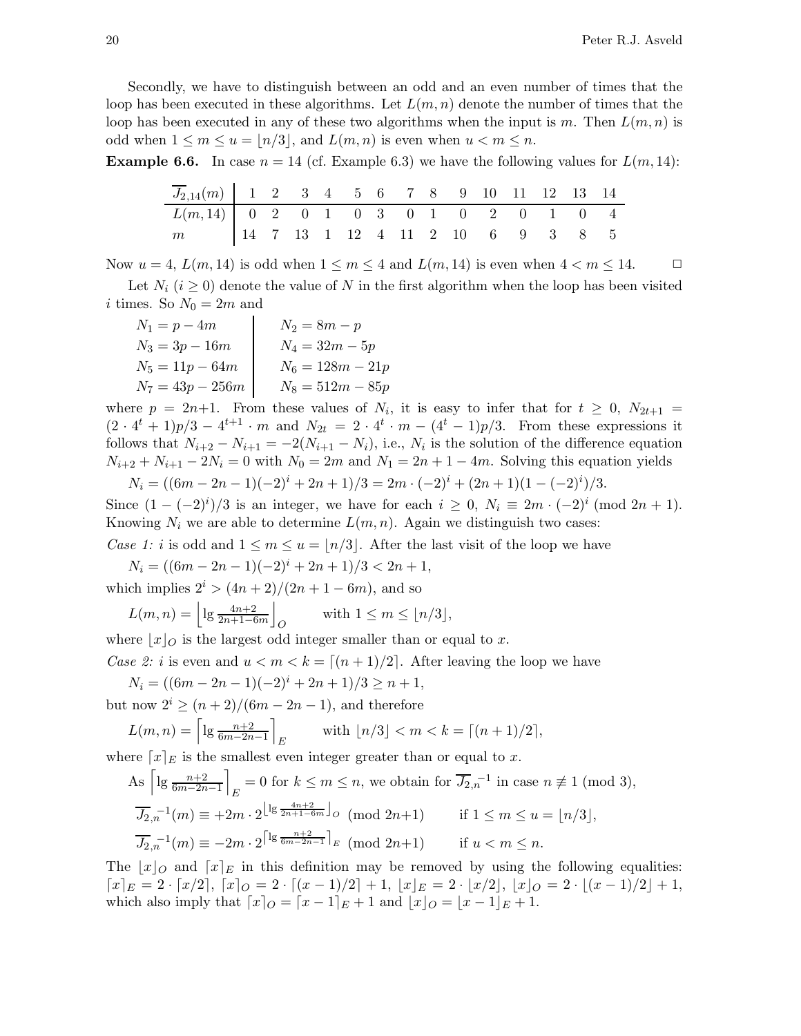Secondly, we have to distinguish between an odd and an even number of times that the loop has been executed in these algorithms. Let $L(m,n)$ denote the number of times that the loop has been executed in any of these two algorithms when the input is $m$. Then $L(m,n)$ is odd when $1 \leq m \leq u = \lfloor n/3 \rfloor$, and $L(m,n)$ is even when $u < m \leq n$.

**Example 6.6.** In case $n = 14$ (cf. Example 6.3) we have the following values for $L(m, 14)$:

| $\overline{J_{2,14}}(m)$ | 1 | 2 | 3 | 4 | 5 | 6 | 7 | 8 | 9 | 10 | 11 | 12 | 13 | 14 |
|---|---|---|---|---|---|---|---|---|---|---|---|---|---|---|
| $L(m, 14)$ | 0 | 2 | 0 | 1 | 0 | 3 | 0 | 1 | 0 | 2 | 0 | 1 | 0 | 4 |
| $m$ | 14 | 7 | 13 | 1 | 12 | 4 | 11 | 2 | 10 | 6 | 9 | 3 | 8 | 5 |

Now $u = 4$, $L(m, 14)$ is odd when $1 \leq m \leq 4$ and $L(m, 14)$ is even when $4 < m \leq 14$. □

Let $N_i$ ($i \geq 0$) denote the value of $N$ in the first algorithm when the loop has been visited $i$ times. So $N_0 = 2m$ and

| | |
|---|---|
| $N_1 = p - 4m$ | $N_2 = 8m - p$ |
| $N_3 = 3p - 16m$ | $N_4 = 32m - 5p$ |
| $N_5 = 11p - 64m$ | $N_6 = 128m - 21p$ |
| $N_7 = 43p - 256m$ | $N_8 = 512m - 85p$ |

where $p = 2n+1$. From these values of $N_i$, it is easy to infer that for $t \geq 0$, $N_{2t+1} = (2 \cdot 4^t + 1)p/3 - 4^{t+1} \cdot m$ and $N_{2t} = 2 \cdot 4^t \cdot m - (4^t - 1)p/3$. From these expressions it follows that $N_{i+2} - N_{i+1} = -2(N_{i+1} - N_i)$, i.e., $N_i$ is the solution of the difference equation $N_{i+2} + N_{i+1} - 2N_i = 0$ with $N_0 = 2m$ and $N_1 = 2n + 1 - 4m$. Solving this equation yields

$$N_i = ((6m - 2n - 1)(-2)^i + 2n + 1)/3 = 2m \cdot (-2)^i + (2n + 1)(1 - (-2)^i)/3.$$

Since $(1 - (-2)^i)/3$ is an integer, we have for each $i \geq 0$, $N_i \equiv 2m \cdot (-2)^i \pmod{2n + 1}$. Knowing $N_i$ we are able to determine $L(m,n)$. Again we distinguish two cases:

*Case 1: $i$ is odd and $1 \leq m \leq u = \lfloor n/3 \rfloor$.* After the last visit of the loop we have

$$N_i = ((6m - 2n - 1)(-2)^i + 2n + 1)/3 < 2n + 1,$$

which implies $2^i > (4n + 2)/(2n + 1 - 6m)$, and so

$$L(m,n) = \left\lfloor \lg \frac{4n+2}{2n+1-6m} \right\rfloor_O \qquad \text{with } 1 \leq m \leq \lfloor n/3 \rfloor,$$

where $\lfloor x \rfloor_O$ is the largest odd integer smaller than or equal to $x$.

*Case 2: $i$ is even and $u < m < k = \lceil (n + 1)/2 \rceil$.* After leaving the loop we have

$$N_i = ((6m - 2n - 1)(-2)^i + 2n + 1)/3 \geq n + 1,$$

but now $2^i \geq (n + 2)/(6m - 2n - 1)$, and therefore

$$L(m,n) = \left\lceil \lg \frac{n+2}{6m-2n-1} \right\rceil_E \qquad \text{with } \lfloor n/3 \rfloor < m < k = \lceil (n + 1)/2 \rceil,$$

where $\lceil x \rceil_E$ is the smallest even integer greater than or equal to $x$.

As $\left\lceil \lg \frac{n+2}{6m-2n-1} \right\rceil_E = 0$ for $k \leq m \leq n$, we obtain for $\overline{J_{2,n}}^{-1}$ in case $n \not\equiv 1 \pmod 3$,

$$\overline{J_{2,n}}^{-1}(m) \equiv +2m \cdot 2^{\lfloor \lg \frac{4n+2}{2n+1-6m} \rfloor_O} \pmod{2n+1} \qquad \text{if } 1 \leq m \leq u = \lfloor n/3 \rfloor,$$

$$\overline{J_{2,n}}^{-1}(m) \equiv -2m \cdot 2^{\lceil \lg \frac{n+2}{6m-2n-1} \rceil_E} \pmod{2n+1} \qquad \text{if } u < m \leq n.$$

The $\lfloor x \rfloor_O$ and $\lceil x \rceil_E$ in this definition may be removed by using the following equalities: $\lceil x \rceil_E = 2 \cdot \lceil x/2 \rceil$, $\lceil x \rceil_O = 2 \cdot \lceil (x - 1)/2 \rceil + 1$, $\lfloor x \rfloor_E = 2 \cdot \lfloor x/2 \rfloor$, $\lfloor x \rfloor_O = 2 \cdot \lfloor (x - 1)/2 \rfloor + 1$, which also imply that $\lceil x \rceil_O = \lceil x - 1 \rceil_E + 1$ and $\lfloor x \rfloor_O = \lfloor x - 1 \rfloor_E + 1$.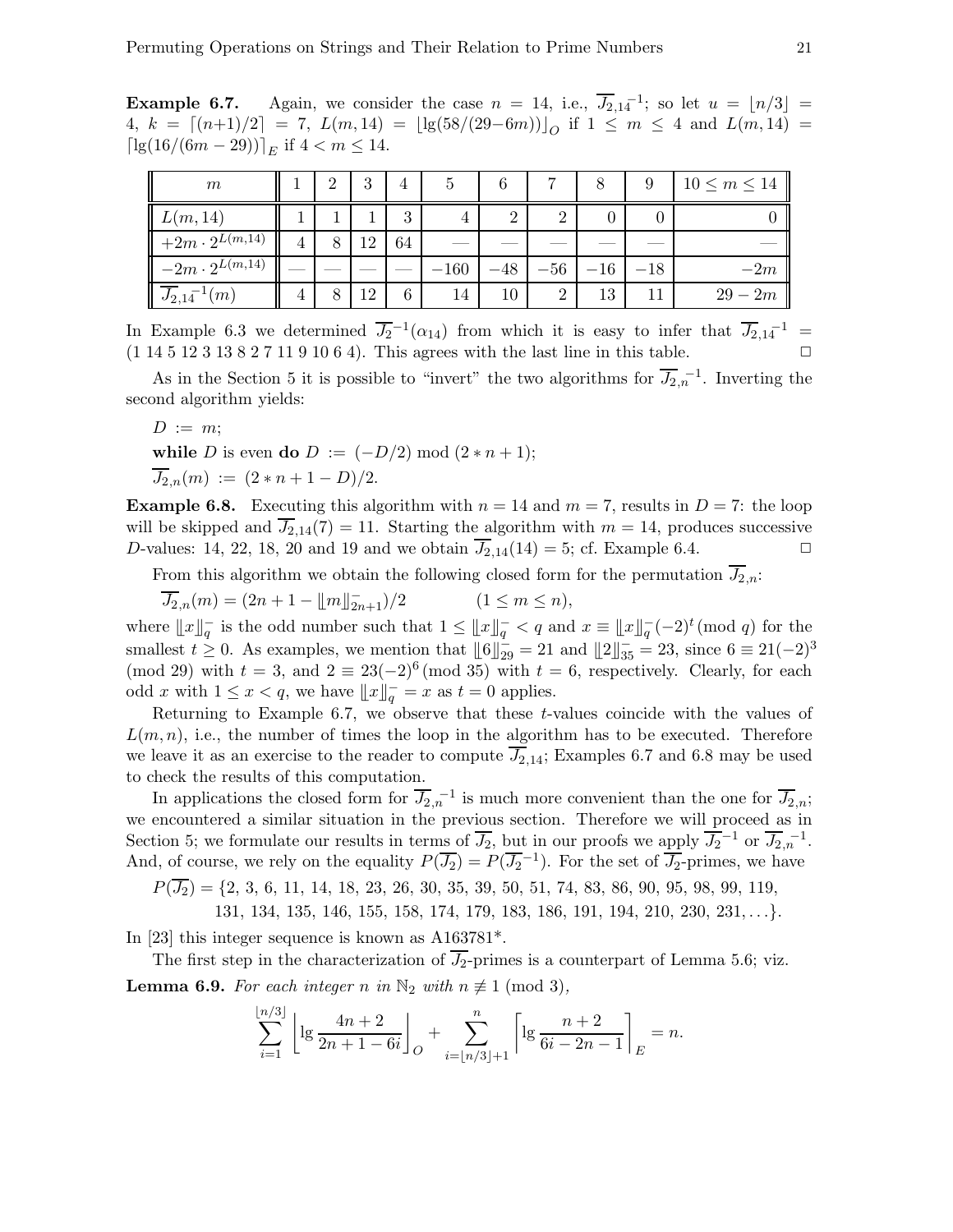**Example 6.7.** Again, we consider the case $n = 14$, i.e., $\overline{J_{2,14}}^{-1}$; so let $u = \lfloor n/3 \rfloor = 4$, $k = \lceil (n+1)/2 \rceil = 7$, $L(m, 14) = \lfloor \lg(58/(29-6m)) \rfloor_O$ if $1 \le m \le 4$ and $L(m, 14) = \lceil \lg(16/(6m-29)) \rceil_E$ if $4 < m \le 14$.

| $m$ | 1 | 2 | 3 | 4 | 5 | 6 | 7 | 8 | 9 | $10 \le m \le 14$ |
|---|---|---|---|---|---|---|---|---|---|---|
| $L(m, 14)$ | 1 | 1 | 1 | 3 | 4 | 2 | 2 | 0 | 0 | 0 |
| $+2m \cdot 2^{L(m,14)}$ | 4 | 8 | 12 | 64 | — | — | — | — | — | — |
| $-2m \cdot 2^{L(m,14)}$ | — | — | — | — | $-160$ | $-48$ | $-56$ | $-16$ | $-18$ | $-2m$ |
| $\overline{J_{2,14}}^{-1}(m)$ | 4 | 8 | 12 | 6 | 14 | 10 | 2 | 13 | 11 | $29 - 2m$ |

In Example 6.3 we determined $\overline{J_2}^{-1}(\alpha_{14})$ from which it is easy to infer that $\overline{J_{2,14}}^{-1} = (1\ 14\ 5\ 12\ 3\ 13\ 8\ 2\ 7\ 11\ 9\ 10\ 6\ 4)$. This agrees with the last line in this table. □

As in the Section 5 it is possible to "invert" the two algorithms for $\overline{J_{2,n}}^{-1}$. Inverting the second algorithm yields:

$D := m$;
**while** $D$ is even **do** $D := (-D/2) \bmod (2*n+1)$;
$\overline{J_{2,n}}(m) := (2*n+1-D)/2$.

**Example 6.8.** Executing this algorithm with $n = 14$ and $m = 7$, results in $D = 7$: the loop will be skipped and $\overline{J_{2,14}}(7) = 11$. Starting the algorithm with $m = 14$, produces successive $D$-values: 14, 22, 18, 20 and 19 and we obtain $\overline{J_{2,14}}(14) = 5$; cf. Example 6.4. □

From this algorithm we obtain the following closed form for the permutation $\overline{J_{2,n}}$:

$$\overline{J_{2,n}}(m) = (2n + 1 - \llbracket m \rrbracket^-_{2n+1})/2 \qquad (1 \le m \le n),$$

where $\llbracket x \rrbracket^-_q$ is the odd number such that $1 \le \llbracket x \rrbracket^-_q < q$ and $x \equiv \llbracket x \rrbracket^-_q (-2)^t \pmod q$ for the smallest $t \ge 0$. As examples, we mention that $\llbracket 6 \rrbracket^-_{29} = 21$ and $\llbracket 2 \rrbracket^-_{35} = 23$, since $6 \equiv 21(-2)^3 \pmod{29}$ with $t = 3$, and $2 \equiv 23(-2)^6 \pmod{35}$ with $t = 6$, respectively. Clearly, for each odd $x$ with $1 \le x < q$, we have $\llbracket x \rrbracket^-_q = x$ as $t = 0$ applies.

Returning to Example 6.7, we observe that these $t$-values coincide with the values of $L(m, n)$, i.e., the number of times the loop in the algorithm has to be executed. Therefore we leave it as an exercise to the reader to compute $\overline{J_{2,14}}$; Examples 6.7 and 6.8 may be used to check the results of this computation.

In applications the closed form for $\overline{J_{2,n}}^{-1}$ is much more convenient than the one for $\overline{J_{2,n}}$; we encountered a similar situation in the previous section. Therefore we will proceed as in Section 5; we formulate our results in terms of $\overline{J_2}$, but in our proofs we apply $\overline{J_2}^{-1}$ or $\overline{J_{2,n}}^{-1}$. And, of course, we rely on the equality $P(\overline{J_2}) = P(\overline{J_2}^{-1})$. For the set of $\overline{J_2}$-primes, we have

$$P(\overline{J_2}) = \{2, 3, 6, 11, 14, 18, 23, 26, 30, 35, 39, 50, 51, 74, 83, 86, 90, 95, 98, 99, 119, 131, 134, 135, 146, 155, 158, 174, 179, 183, 186, 191, 194, 210, 230, 231, \ldots\}.$$

In [23] this integer sequence is known as A163781*.

The first step in the characterization of $\overline{J_2}$-primes is a counterpart of Lemma 5.6; viz.

**Lemma 6.9.** *For each integer $n$ in $\mathbb{N}_2$ with $n \not\equiv 1 \pmod 3$,*

$$\sum_{i=1}^{\lfloor n/3 \rfloor} \left\lfloor \lg \frac{4n+2}{2n+1-6i} \right\rfloor_O + \sum_{i=\lfloor n/3 \rfloor + 1}^{n} \left\lceil \lg \frac{n+2}{6i-2n-1} \right\rceil_E = n.$$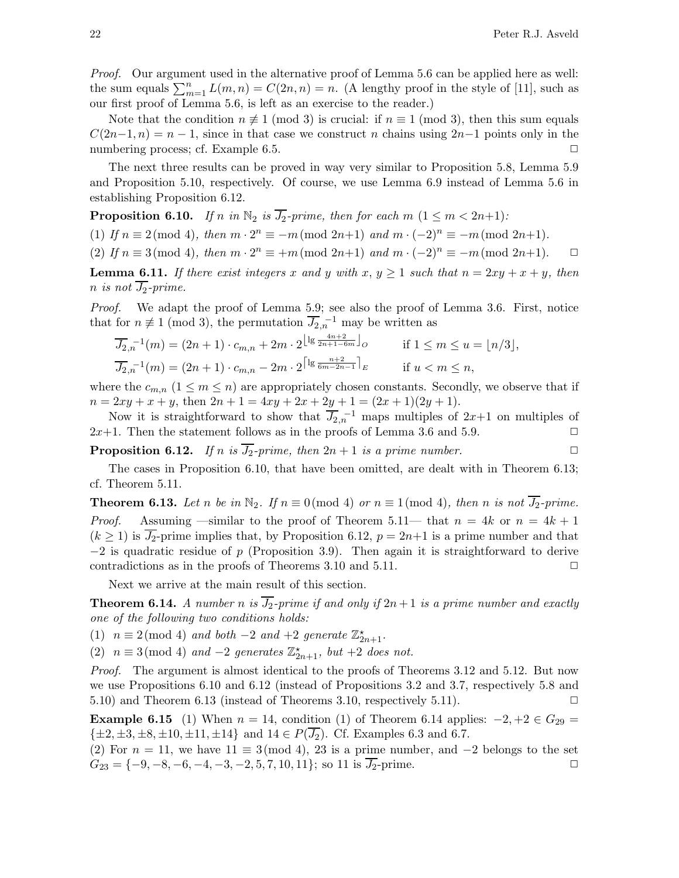*Proof.* Our argument used in the alternative proof of Lemma 5.6 can be applied here as well: the sum equals $\sum_{m=1}^{n} L(m,n) = C(2n,n) = n$. (A lengthy proof in the style of [11], such as our first proof of Lemma 5.6, is left as an exercise to the reader.)

Note that the condition $n \not\equiv 1 \pmod 3$ is crucial: if $n \equiv 1 \pmod 3$, then this sum equals $C(2n{-}1,n) = n-1$, since in that case we construct $n$ chains using $2n{-}1$ points only in the numbering process; cf. Example 6.5. ◻

The next three results can be proved in way very similar to Proposition 5.8, Lemma 5.9 and Proposition 5.10, respectively. Of course, we use Lemma 6.9 instead of Lemma 5.6 in establishing Proposition 6.12.

**Proposition 6.10.** *If $n$ in $\mathbb{N}_2$ is $\overline{J_2}$-prime, then for each $m$ $(1 \le m < 2n{+}1)$:*

(1) *If $n \equiv 2 \pmod 4$, then $m \cdot 2^n \equiv -m \pmod{2n{+}1}$ and $m \cdot (-2)^n \equiv -m \pmod{2n{+}1}$.*

(2) *If $n \equiv 3 \pmod 4$, then $m \cdot 2^n \equiv +m \pmod{2n{+}1}$ and $m \cdot (-2)^n \equiv -m \pmod{2n{+}1}$.* ◻

**Lemma 6.11.** *If there exist integers $x$ and $y$ with $x, y \ge 1$ such that $n = 2xy + x + y$, then $n$ is not $\overline{J_2}$-prime.*

*Proof.* We adapt the proof of Lemma 5.9; see also the proof of Lemma 3.6. First, notice that for $n \not\equiv 1 \pmod 3$, the permutation $\overline{J_2}_{,n}^{-1}$ may be written as

$$\overline{J_2}_{,n}^{-1}(m) = (2n+1)\cdot c_{m,n} + 2m \cdot 2^{\lfloor \lg \frac{4n+2}{2n+1-6m} \rfloor_O} \qquad \text{if } 1 \le m \le u = \lfloor n/3 \rfloor,$$

$$\overline{J_2}_{,n}^{-1}(m) = (2n+1)\cdot c_{m,n} - 2m \cdot 2^{\lceil \lg \frac{n+2}{6m-2n-1} \rceil_E} \qquad \text{if } u < m \le n,$$

where the $c_{m,n}$ $(1 \le m \le n)$ are appropriately chosen constants. Secondly, we observe that if $n = 2xy + x + y$, then $2n+1 = 4xy + 2x + 2y + 1 = (2x+1)(2y+1)$.

Now it is straightforward to show that $\overline{J_2}_{,n}^{-1}$ maps multiples of $2x{+}1$ on multiples of $2x{+}1$. Then the statement follows as in the proofs of Lemma 3.6 and 5.9. ◻

**Proposition 6.12.** *If $n$ is $\overline{J_2}$-prime, then $2n+1$ is a prime number.* ◻

The cases in Proposition 6.10, that have been omitted, are dealt with in Theorem 6.13; cf. Theorem 5.11.

**Theorem 6.13.** *Let $n$ be in $\mathbb{N}_2$. If $n \equiv 0 \pmod 4$ or $n \equiv 1 \pmod 4$, then $n$ is not $\overline{J_2}$-prime.*

*Proof.* Assuming —similar to the proof of Theorem 5.11— that $n = 4k$ or $n = 4k+1$ $(k \ge 1)$ is $\overline{J_2}$-prime implies that, by Proposition 6.12, $p = 2n{+}1$ is a prime number and that $-2$ is quadratic residue of $p$ (Proposition 3.9). Then again it is straightforward to derive contradictions as in the proofs of Theorems 3.10 and 5.11. ◻

Next we arrive at the main result of this section.

**Theorem 6.14.** *A number $n$ is $\overline{J_2}$-prime if and only if $2n+1$ is a prime number and exactly one of the following two conditions holds:*

(1) *$n \equiv 2 \pmod 4$ and both $-2$ and $+2$ generate $\mathbb{Z}_{2n+1}^\star$.*

(2) *$n \equiv 3 \pmod 4$ and $-2$ generates $\mathbb{Z}_{2n+1}^\star$, but $+2$ does not.*

*Proof.* The argument is almost identical to the proofs of Theorems 3.12 and 5.12. But now we use Propositions 6.10 and 6.12 (instead of Propositions 3.2 and 3.7, respectively 5.8 and 5.10) and Theorem 6.13 (instead of Theorems 3.10, respectively 5.11). ◻

**Example 6.15** (1) When $n = 14$, condition (1) of Theorem 6.14 applies: $-2, +2 \in G_{29} = \{\pm 2, \pm 3, \pm 8, \pm 10, \pm 11, \pm 14\}$ and $14 \in P(\overline{J_2})$. Cf. Examples 6.3 and 6.7.

(2) For $n = 11$, we have $11 \equiv 3 \pmod 4$, 23 is a prime number, and $-2$ belongs to the set $G_{23} = \{-9, -8, -6, -4, -3, -2, 5, 7, 10, 11\}$; so 11 is $\overline{J_2}$-prime. ◻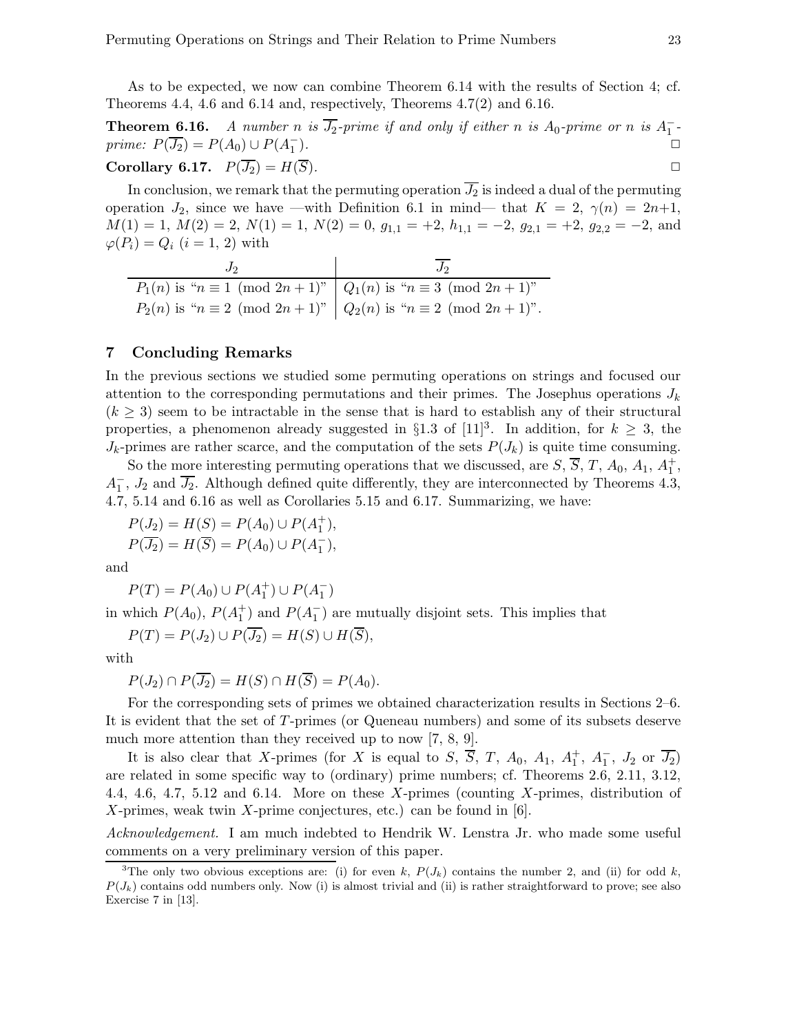As to be expected, we now can combine Theorem 6.14 with the results of Section 4; cf. Theorems 4.4, 4.6 and 6.14 and, respectively, Theorems 4.7(2) and 6.16.

**Theorem 6.16.** *A number $n$ is $\overline{J_2}$-prime if and only if either $n$ is $A_0$-prime or $n$ is $A_1^-$-prime: $P(\overline{J_2}) = P(A_0) \cup P(A_1^-)$.* □

**Corollary 6.17.** $P(\overline{J_2}) = H(\overline{S})$. □

In conclusion, we remark that the permuting operation $\overline{J_2}$ is indeed a dual of the permuting operation $J_2$, since we have —with Definition 6.1 in mind— that $K = 2$, $\gamma(n) = 2n+1$, $M(1) = 1$, $M(2) = 2$, $N(1) = 1$, $N(2) = 0$, $g_{1,1} = +2$, $h_{1,1} = -2$, $g_{2,1} = +2$, $g_{2,2} = -2$, and $\varphi(P_i) = Q_i$ $(i = 1, 2)$ with

| $J_2$ | $\overline{J_2}$ |
|---|---|
| $P_1(n)$ is "$n \equiv 1 \pmod{2n+1}$" | $Q_1(n)$ is "$n \equiv 3 \pmod{2n+1}$" |
| $P_2(n)$ is "$n \equiv 2 \pmod{2n+1}$" | $Q_2(n)$ is "$n \equiv 2 \pmod{2n+1}$". |

## 7 Concluding Remarks

In the previous sections we studied some permuting operations on strings and focused our attention to the corresponding permutations and their primes. The Josephus operations $J_k$ $(k \geq 3)$ seem to be intractable in the sense that is hard to establish any of their structural properties, a phenomenon already suggested in §1.3 of [11][3]. In addition, for $k \geq 3$, the $J_k$-primes are rather scarce, and the computation of the sets $P(J_k)$ is quite time consuming.

So the more interesting permuting operations that we discussed, are $S$, $\overline{S}$, $T$, $A_0$, $A_1$, $A_1^+$, $A_1^-$, $J_2$ and $\overline{J_2}$. Although defined quite differently, they are interconnected by Theorems 4.3, 4.7, 5.14 and 6.16 as well as Corollaries 5.15 and 6.17. Summarizing, we have:

$$P(J_2) = H(S) = P(A_0) \cup P(A_1^+),$$
$$P(\overline{J_2}) = H(\overline{S}) = P(A_0) \cup P(A_1^-),$$

and

$$P(T) = P(A_0) \cup P(A_1^+) \cup P(A_1^-)$$

in which $P(A_0)$, $P(A_1^+)$ and $P(A_1^-)$ are mutually disjoint sets. This implies that

$$P(T) = P(J_2) \cup P(\overline{J_2}) = H(S) \cup H(\overline{S}),$$

with

$$P(J_2) \cap P(\overline{J_2}) = H(S) \cap H(\overline{S}) = P(A_0).$$

For the corresponding sets of primes we obtained characterization results in Sections 2–6. It is evident that the set of $T$-primes (or Queneau numbers) and some of its subsets deserve much more attention than they received up to now [7, 8, 9].

It is also clear that $X$-primes (for $X$ is equal to $S$, $\overline{S}$, $T$, $A_0$, $A_1$, $A_1^+$, $A_1^-$, $J_2$ or $\overline{J_2}$) are related in some specific way to (ordinary) prime numbers; cf. Theorems 2.6, 2.11, 3.12, 4.4, 4.6, 4.7, 5.12 and 6.14. More on these $X$-primes (counting $X$-primes, distribution of $X$-primes, weak twin $X$-prime conjectures, etc.) can be found in [6].

*Acknowledgement.* I am much indebted to Hendrik W. Lenstra Jr. who made some useful comments on a very preliminary version of this paper.

[3] The only two obvious exceptions are: (i) for even $k$, $P(J_k)$ contains the number 2, and (ii) for odd $k$, $P(J_k)$ contains odd numbers only. Now (i) is almost trivial and (ii) is rather straightforward to prove; see also Exercise 7 in [13].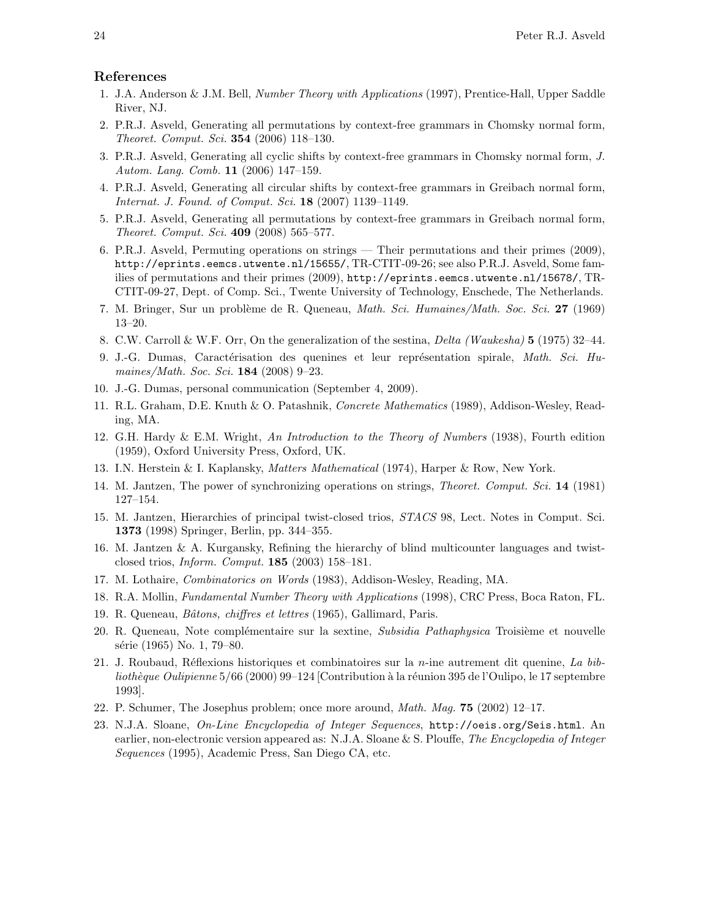## References

1. J.A. Anderson & J.M. Bell, *Number Theory with Applications* (1997), Prentice-Hall, Upper Saddle River, NJ.
2. P.R.J. Asveld, Generating all permutations by context-free grammars in Chomsky normal form, *Theoret. Comput. Sci.* **354** (2006) 118–130.
3. P.R.J. Asveld, Generating all cyclic shifts by context-free grammars in Chomsky normal form, *J. Autom. Lang. Comb.* **11** (2006) 147–159.
4. P.R.J. Asveld, Generating all circular shifts by context-free grammars in Greibach normal form, *Internat. J. Found. of Comput. Sci.* **18** (2007) 1139–1149.
5. P.R.J. Asveld, Generating all permutations by context-free grammars in Greibach normal form, *Theoret. Comput. Sci.* **409** (2008) 565–577.
6. P.R.J. Asveld, Permuting operations on strings — Their permutations and their primes (2009), `http://eprints.eemcs.utwente.nl/15655/`, TR-CTIT-09-26; see also P.R.J. Asveld, Some families of permutations and their primes (2009), `http://eprints.eemcs.utwente.nl/15678/`, TR-CTIT-09-27, Dept. of Comp. Sci., Twente University of Technology, Enschede, The Netherlands.
7. M. Bringer, Sur un problème de R. Queneau, *Math. Sci. Humaines/Math. Soc. Sci.* **27** (1969) 13–20.
8. C.W. Carroll & W.F. Orr, On the generalization of the sestina, *Delta (Waukesha)* **5** (1975) 32–44.
9. J.-G. Dumas, Caractérisation des quenines et leur représentation spirale, *Math. Sci. Humaines/Math. Soc. Sci.* **184** (2008) 9–23.
10. J.-G. Dumas, personal communication (September 4, 2009).
11. R.L. Graham, D.E. Knuth & O. Patashnik, *Concrete Mathematics* (1989), Addison-Wesley, Reading, MA.
12. G.H. Hardy & E.M. Wright, *An Introduction to the Theory of Numbers* (1938), Fourth edition (1959), Oxford University Press, Oxford, UK.
13. I.N. Herstein & I. Kaplansky, *Matters Mathematical* (1974), Harper & Row, New York.
14. M. Jantzen, The power of synchronizing operations on strings, *Theoret. Comput. Sci.* **14** (1981) 127–154.
15. M. Jantzen, Hierarchies of principal twist-closed trios, *STACS* 98, Lect. Notes in Comput. Sci. **1373** (1998) Springer, Berlin, pp. 344–355.
16. M. Jantzen & A. Kurgansky, Refining the hierarchy of blind multicounter languages and twist-closed trios, *Inform. Comput.* **185** (2003) 158–181.
17. M. Lothaire, *Combinatorics on Words* (1983), Addison-Wesley, Reading, MA.
18. R.A. Mollin, *Fundamental Number Theory with Applications* (1998), CRC Press, Boca Raton, FL.
19. R. Queneau, *Bâtons, chiffres et lettres* (1965), Gallimard, Paris.
20. R. Queneau, Note complémentaire sur la sextine, *Subsidia Pathaphysica* Troisième et nouvelle série (1965) No. 1, 79–80.
21. J. Roubaud, Réflexions historiques et combinatoires sur la $n$-ine autrement dit quenine, *La bibliothèque Oulipienne* 5/66 (2000) 99–124 [Contribution à la réunion 395 de l'Oulipo, le 17 septembre 1993].
22. P. Schumer, The Josephus problem; once more around, *Math. Mag.* **75** (2002) 12–17.
23. N.J.A. Sloane, *On-Line Encyclopedia of Integer Sequences*, `http://oeis.org/Seis.html`. An earlier, non-electronic version appeared as: N.J.A. Sloane & S. Plouffe, *The Encyclopedia of Integer Sequences* (1995), Academic Press, San Diego CA, etc.